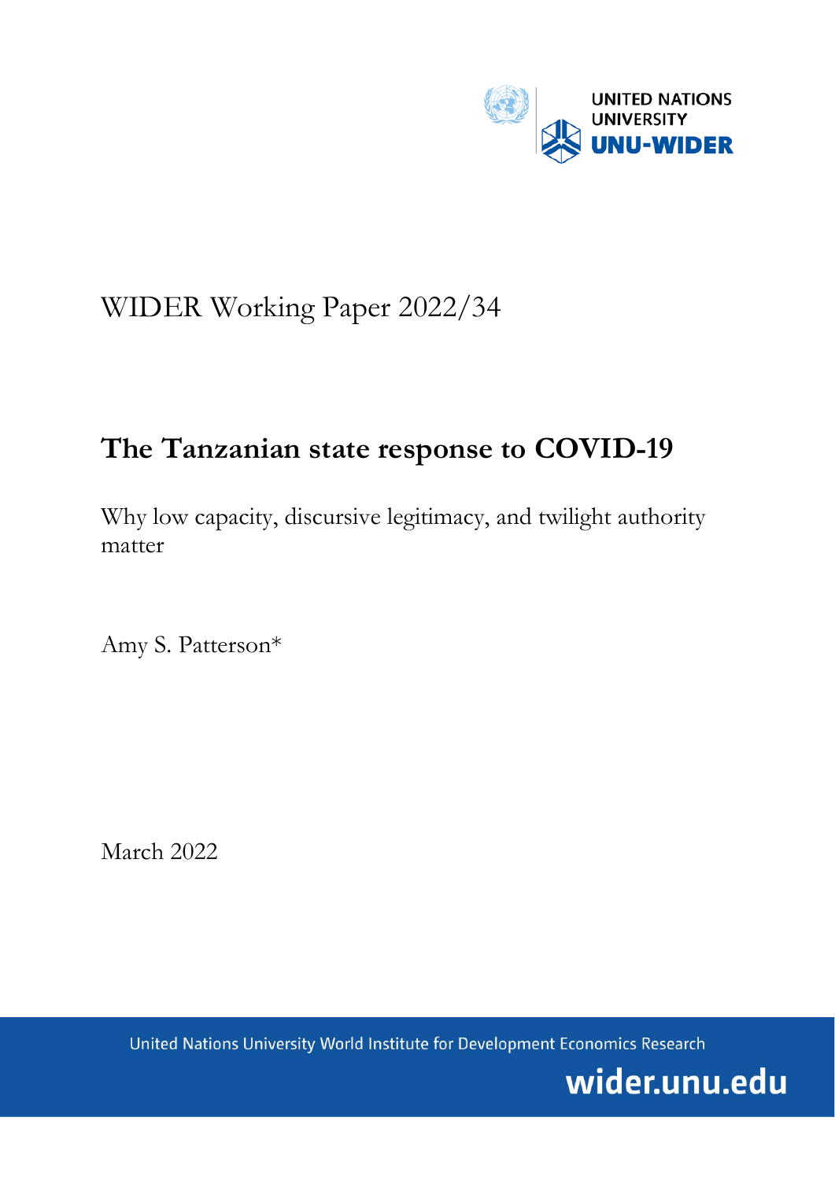UNITED NATIONS UNIVERSITY

UNU-WIDER

WIDER Working Paper 2022/34

# The Tanzanian state response to COVID-19

Why low capacity, discursive legitimacy, and twilight authority matter

Amy S. Patterson*

March 2022

United Nations University World Institute for Development Economics Research

wider.unu.edu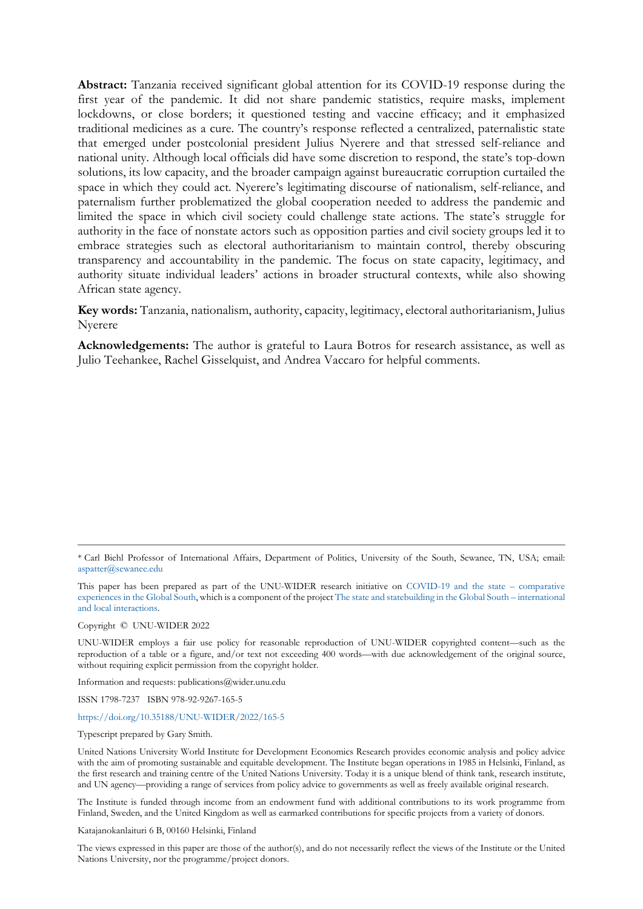**Abstract:** Tanzania received significant global attention for its COVID-19 response during the first year of the pandemic. It did not share pandemic statistics, require masks, implement lockdowns, or close borders; it questioned testing and vaccine efficacy; and it emphasized traditional medicines as a cure. The country's response reflected a centralized, paternalistic state that emerged under postcolonial president Julius Nyerere and that stressed self-reliance and national unity. Although local officials did have some discretion to respond, the state's top-down solutions, its low capacity, and the broader campaign against bureaucratic corruption curtailed the space in which they could act. Nyerere's legitimating discourse of nationalism, self-reliance, and paternalism further problematized the global cooperation needed to address the pandemic and limited the space in which civil society could challenge state actions. The state's struggle for authority in the face of nonstate actors such as opposition parties and civil society groups led it to embrace strategies such as electoral authoritarianism to maintain control, thereby obscuring transparency and accountability in the pandemic. The focus on state capacity, legitimacy, and authority situate individual leaders' actions in broader structural contexts, while also showing African state agency.

**Key words:** Tanzania, nationalism, authority, capacity, legitimacy, electoral authoritarianism, Julius Nyerere

**Acknowledgements:** The author is grateful to Laura Botros for research assistance, as well as Julio Teehankee, Rachel Gisselquist, and Andrea Vaccaro for helpful comments.

---

\* Carl Biehl Professor of International Affairs, Department of Politics, University of the South, Sewanee, TN, USA; email: aspatter@sewanee.edu

This paper has been prepared as part of the UNU-WIDER research initiative on COVID-19 and the state – comparative experiences in the Global South, which is a component of the project The state and statebuilding in the Global South – international and local interactions.

Copyright © UNU-WIDER 2022

UNU-WIDER employs a fair use policy for reasonable reproduction of UNU-WIDER copyrighted content—such as the reproduction of a table or a figure, and/or text not exceeding 400 words—with due acknowledgement of the original source, without requiring explicit permission from the copyright holder.

Information and requests: publications@wider.unu.edu

ISSN 1798-7237 ISBN 978-92-9267-165-5

https://doi.org/10.35188/UNU-WIDER/2022/165-5

Typescript prepared by Gary Smith.

United Nations University World Institute for Development Economics Research provides economic analysis and policy advice with the aim of promoting sustainable and equitable development. The Institute began operations in 1985 in Helsinki, Finland, as the first research and training centre of the United Nations University. Today it is a unique blend of think tank, research institute, and UN agency—providing a range of services from policy advice to governments as well as freely available original research.

The Institute is funded through income from an endowment fund with additional contributions to its work programme from Finland, Sweden, and the United Kingdom as well as earmarked contributions for specific projects from a variety of donors.

Katajanokanlaituri 6 B, 00160 Helsinki, Finland

The views expressed in this paper are those of the author(s), and do not necessarily reflect the views of the Institute or the United Nations University, nor the programme/project donors.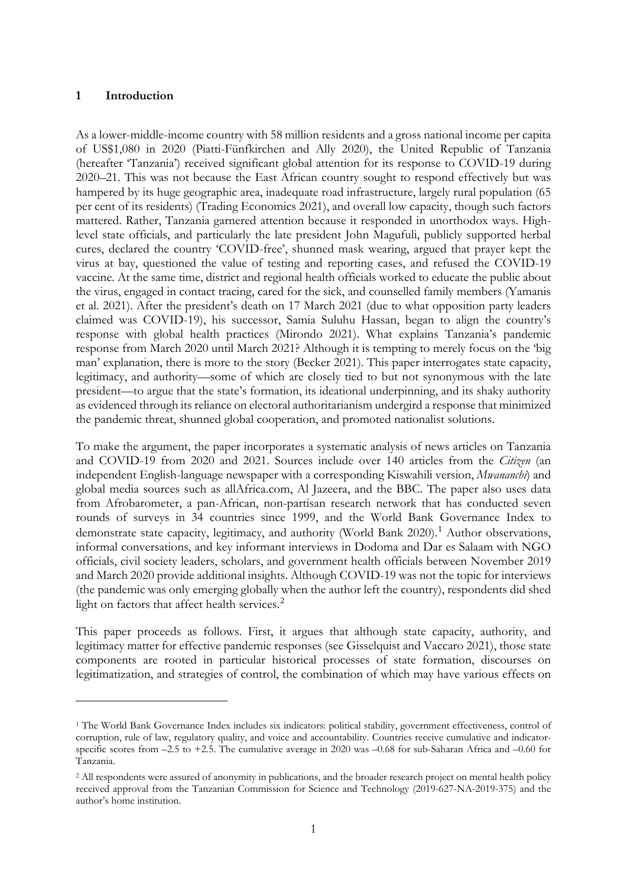## 1 Introduction

As a lower-middle-income country with 58 million residents and a gross national income per capita of US$1,080 in 2020 (Piatti-Fünfkirchen and Ally 2020), the United Republic of Tanzania (hereafter 'Tanzania') received significant global attention for its response to COVID-19 during 2020–21. This was not because the East African country sought to respond effectively but was hampered by its huge geographic area, inadequate road infrastructure, largely rural population (65 per cent of its residents) (Trading Economics 2021), and overall low capacity, though such factors mattered. Rather, Tanzania garnered attention because it responded in unorthodox ways. High-level state officials, and particularly the late president John Magufuli, publicly supported herbal cures, declared the country 'COVID-free', shunned mask wearing, argued that prayer kept the virus at bay, questioned the value of testing and reporting cases, and refused the COVID-19 vaccine. At the same time, district and regional health officials worked to educate the public about the virus, engaged in contact tracing, cared for the sick, and counselled family members (Yamanis et al. 2021). After the president's death on 17 March 2021 (due to what opposition party leaders claimed was COVID-19), his successor, Samia Suluhu Hassan, began to align the country's response with global health practices (Mirondo 2021). What explains Tanzania's pandemic response from March 2020 until March 2021? Although it is tempting to merely focus on the 'big man' explanation, there is more to the story (Becker 2021). This paper interrogates state capacity, legitimacy, and authority—some of which are closely tied to but not synonymous with the late president—to argue that the state's formation, its ideational underpinning, and its shaky authority as evidenced through its reliance on electoral authoritarianism undergird a response that minimized the pandemic threat, shunned global cooperation, and promoted nationalist solutions.

To make the argument, the paper incorporates a systematic analysis of news articles on Tanzania and COVID-19 from 2020 and 2021. Sources include over 140 articles from the *Citizen* (an independent English-language newspaper with a corresponding Kiswahili version, *Mwananchi*) and global media sources such as allAfrica.com, Al Jazeera, and the BBC. The paper also uses data from Afrobarometer, a pan-African, non-partisan research network that has conducted seven rounds of surveys in 34 countries since 1999, and the World Bank Governance Index to demonstrate state capacity, legitimacy, and authority (World Bank 2020).[1] Author observations, informal conversations, and key informant interviews in Dodoma and Dar es Salaam with NGO officials, civil society leaders, scholars, and government health officials between November 2019 and March 2020 provide additional insights. Although COVID-19 was not the topic for interviews (the pandemic was only emerging globally when the author left the country), respondents did shed light on factors that affect health services.[2]

This paper proceeds as follows. First, it argues that although state capacity, authority, and legitimacy matter for effective pandemic responses (see Gisselquist and Vaccaro 2021), those state components are rooted in particular historical processes of state formation, discourses on legitimatization, and strategies of control, the combination of which may have various effects on

---

[1] The World Bank Governance Index includes six indicators: political stability, government effectiveness, control of corruption, rule of law, regulatory quality, and voice and accountability. Countries receive cumulative and indicator-specific scores from –2.5 to +2.5. The cumulative average in 2020 was –0.68 for sub-Saharan Africa and –0.60 for Tanzania.

[2] All respondents were assured of anonymity in publications, and the broader research project on mental health policy received approval from the Tanzanian Commission for Science and Technology (2019-627-NA-2019-375) and the author's home institution.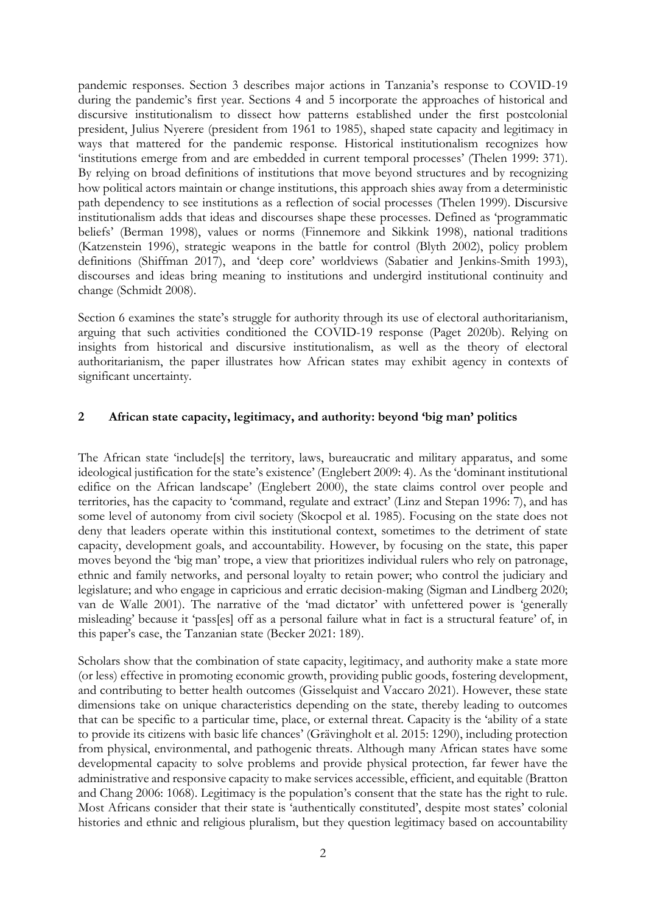pandemic responses. Section 3 describes major actions in Tanzania's response to COVID-19 during the pandemic's first year. Sections 4 and 5 incorporate the approaches of historical and discursive institutionalism to dissect how patterns established under the first postcolonial president, Julius Nyerere (president from 1961 to 1985), shaped state capacity and legitimacy in ways that mattered for the pandemic response. Historical institutionalism recognizes how 'institutions emerge from and are embedded in current temporal processes' (Thelen 1999: 371). By relying on broad definitions of institutions that move beyond structures and by recognizing how political actors maintain or change institutions, this approach shies away from a deterministic path dependency to see institutions as a reflection of social processes (Thelen 1999). Discursive institutionalism adds that ideas and discourses shape these processes. Defined as 'programmatic beliefs' (Berman 1998), values or norms (Finnemore and Sikkink 1998), national traditions (Katzenstein 1996), strategic weapons in the battle for control (Blyth 2002), policy problem definitions (Shiffman 2017), and 'deep core' worldviews (Sabatier and Jenkins-Smith 1993), discourses and ideas bring meaning to institutions and undergird institutional continuity and change (Schmidt 2008).

Section 6 examines the state's struggle for authority through its use of electoral authoritarianism, arguing that such activities conditioned the COVID-19 response (Paget 2020b). Relying on insights from historical and discursive institutionalism, as well as the theory of electoral authoritarianism, the paper illustrates how African states may exhibit agency in contexts of significant uncertainty.

## 2 African state capacity, legitimacy, and authority: beyond 'big man' politics

The African state 'include[s] the territory, laws, bureaucratic and military apparatus, and some ideological justification for the state's existence' (Englebert 2009: 4). As the 'dominant institutional edifice on the African landscape' (Englebert 2000), the state claims control over people and territories, has the capacity to 'command, regulate and extract' (Linz and Stepan 1996: 7), and has some level of autonomy from civil society (Skocpol et al. 1985). Focusing on the state does not deny that leaders operate within this institutional context, sometimes to the detriment of state capacity, development goals, and accountability. However, by focusing on the state, this paper moves beyond the 'big man' trope, a view that prioritizes individual rulers who rely on patronage, ethnic and family networks, and personal loyalty to retain power; who control the judiciary and legislature; and who engage in capricious and erratic decision-making (Sigman and Lindberg 2020; van de Walle 2001). The narrative of the 'mad dictator' with unfettered power is 'generally misleading' because it 'pass[es] off as a personal failure what in fact is a structural feature' of, in this paper's case, the Tanzanian state (Becker 2021: 189).

Scholars show that the combination of state capacity, legitimacy, and authority make a state more (or less) effective in promoting economic growth, providing public goods, fostering development, and contributing to better health outcomes (Gisselquist and Vaccaro 2021). However, these state dimensions take on unique characteristics depending on the state, thereby leading to outcomes that can be specific to a particular time, place, or external threat. Capacity is the 'ability of a state to provide its citizens with basic life chances' (Grävingholt et al. 2015: 1290), including protection from physical, environmental, and pathogenic threats. Although many African states have some developmental capacity to solve problems and provide physical protection, far fewer have the administrative and responsive capacity to make services accessible, efficient, and equitable (Bratton and Chang 2006: 1068). Legitimacy is the population's consent that the state has the right to rule. Most Africans consider that their state is 'authentically constituted', despite most states' colonial histories and ethnic and religious pluralism, but they question legitimacy based on accountability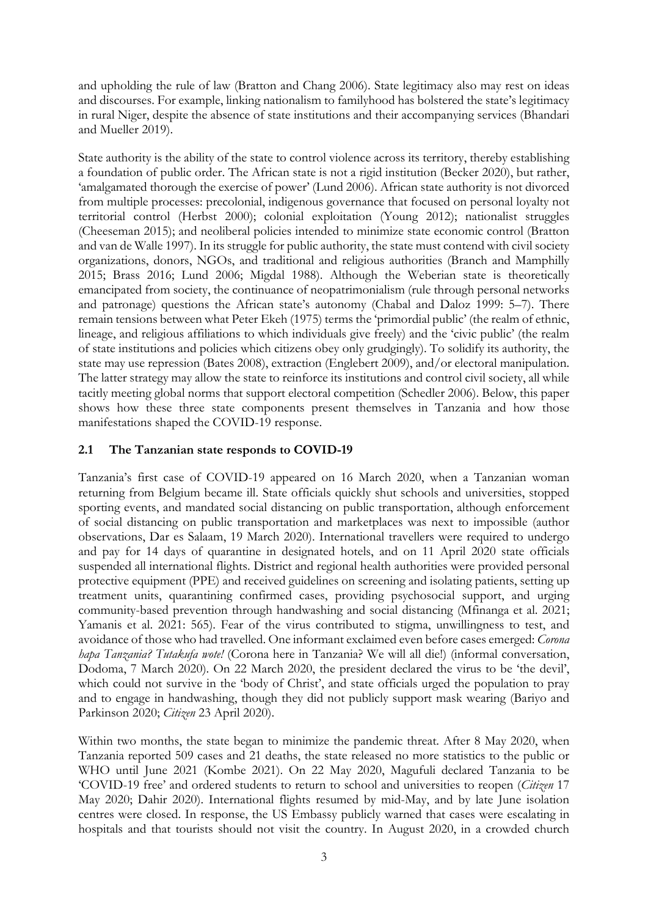and upholding the rule of law (Bratton and Chang 2006). State legitimacy also may rest on ideas and discourses. For example, linking nationalism to familyhood has bolstered the state's legitimacy in rural Niger, despite the absence of state institutions and their accompanying services (Bhandari and Mueller 2019).

State authority is the ability of the state to control violence across its territory, thereby establishing a foundation of public order. The African state is not a rigid institution (Becker 2020), but rather, 'amalgamated thorough the exercise of power' (Lund 2006). African state authority is not divorced from multiple processes: precolonial, indigenous governance that focused on personal loyalty not territorial control (Herbst 2000); colonial exploitation (Young 2012); nationalist struggles (Cheeseman 2015); and neoliberal policies intended to minimize state economic control (Bratton and van de Walle 1997). In its struggle for public authority, the state must contend with civil society organizations, donors, NGOs, and traditional and religious authorities (Branch and Mamphilly 2015; Brass 2016; Lund 2006; Migdal 1988). Although the Weberian state is theoretically emancipated from society, the continuance of neopatrimonialism (rule through personal networks and patronage) questions the African state's autonomy (Chabal and Daloz 1999: 5–7). There remain tensions between what Peter Ekeh (1975) terms the 'primordial public' (the realm of ethnic, lineage, and religious affiliations to which individuals give freely) and the 'civic public' (the realm of state institutions and policies which citizens obey only grudgingly). To solidify its authority, the state may use repression (Bates 2008), extraction (Englebert 2009), and/or electoral manipulation. The latter strategy may allow the state to reinforce its institutions and control civil society, all while tacitly meeting global norms that support electoral competition (Schedler 2006). Below, this paper shows how these three state components present themselves in Tanzania and how those manifestations shaped the COVID-19 response.

## 2.1 The Tanzanian state responds to COVID-19

Tanzania's first case of COVID-19 appeared on 16 March 2020, when a Tanzanian woman returning from Belgium became ill. State officials quickly shut schools and universities, stopped sporting events, and mandated social distancing on public transportation, although enforcement of social distancing on public transportation and marketplaces was next to impossible (author observations, Dar es Salaam, 19 March 2020). International travellers were required to undergo and pay for 14 days of quarantine in designated hotels, and on 11 April 2020 state officials suspended all international flights. District and regional health authorities were provided personal protective equipment (PPE) and received guidelines on screening and isolating patients, setting up treatment units, quarantining confirmed cases, providing psychosocial support, and urging community-based prevention through handwashing and social distancing (Mfinanga et al. 2021; Yamanis et al. 2021: 565). Fear of the virus contributed to stigma, unwillingness to test, and avoidance of those who had travelled. One informant exclaimed even before cases emerged: *Corona hapa Tanzania? Tutakufa wote!* (Corona here in Tanzania? We will all die!) (informal conversation, Dodoma, 7 March 2020). On 22 March 2020, the president declared the virus to be 'the devil', which could not survive in the 'body of Christ', and state officials urged the population to pray and to engage in handwashing, though they did not publicly support mask wearing (Bariyo and Parkinson 2020; *Citizen* 23 April 2020).

Within two months, the state began to minimize the pandemic threat. After 8 May 2020, when Tanzania reported 509 cases and 21 deaths, the state released no more statistics to the public or WHO until June 2021 (Kombe 2021). On 22 May 2020, Magufuli declared Tanzania to be 'COVID-19 free' and ordered students to return to school and universities to reopen (*Citizen* 17 May 2020; Dahir 2020). International flights resumed by mid-May, and by late June isolation centres were closed. In response, the US Embassy publicly warned that cases were escalating in hospitals and that tourists should not visit the country. In August 2020, in a crowded church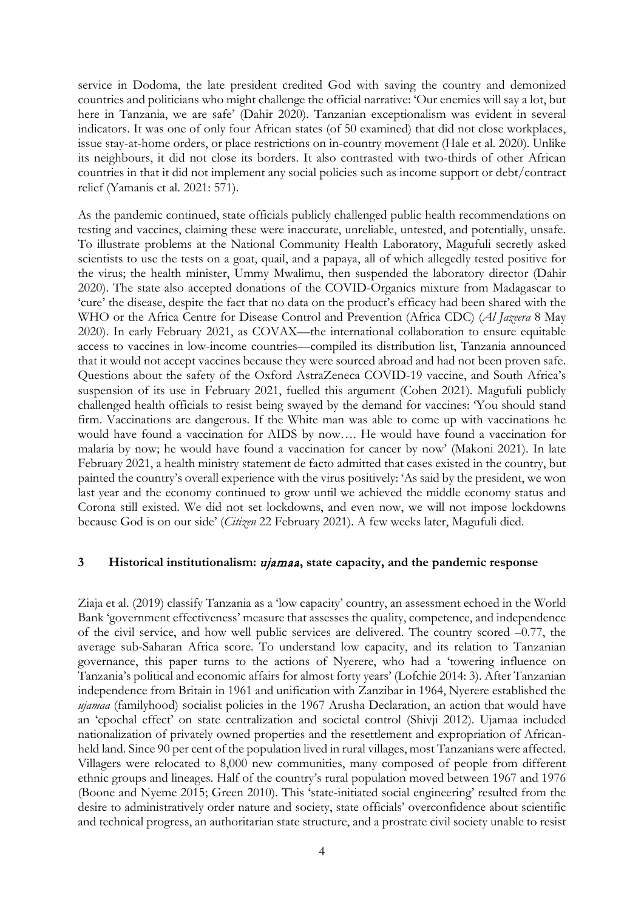service in Dodoma, the late president credited God with saving the country and demonized countries and politicians who might challenge the official narrative: 'Our enemies will say a lot, but here in Tanzania, we are safe' (Dahir 2020). Tanzanian exceptionalism was evident in several indicators. It was one of only four African states (of 50 examined) that did not close workplaces, issue stay-at-home orders, or place restrictions on in-country movement (Hale et al. 2020). Unlike its neighbours, it did not close its borders. It also contrasted with two-thirds of other African countries in that it did not implement any social policies such as income support or debt/contract relief (Yamanis et al. 2021: 571).

As the pandemic continued, state officials publicly challenged public health recommendations on testing and vaccines, claiming these were inaccurate, unreliable, untested, and potentially, unsafe. To illustrate problems at the National Community Health Laboratory, Magufuli secretly asked scientists to use the tests on a goat, quail, and a papaya, all of which allegedly tested positive for the virus; the health minister, Ummy Mwalimu, then suspended the laboratory director (Dahir 2020). The state also accepted donations of the COVID-Organics mixture from Madagascar to 'cure' the disease, despite the fact that no data on the product's efficacy had been shared with the WHO or the Africa Centre for Disease Control and Prevention (Africa CDC) (*Al Jazeera* 8 May 2020). In early February 2021, as COVAX—the international collaboration to ensure equitable access to vaccines in low-income countries—compiled its distribution list, Tanzania announced that it would not accept vaccines because they were sourced abroad and had not been proven safe. Questions about the safety of the Oxford AstraZeneca COVID-19 vaccine, and South Africa's suspension of its use in February 2021, fuelled this argument (Cohen 2021). Magufuli publicly challenged health officials to resist being swayed by the demand for vaccines: 'You should stand firm. Vaccinations are dangerous. If the White man was able to come up with vaccinations he would have found a vaccination for AIDS by now…. He would have found a vaccination for malaria by now; he would have found a vaccination for cancer by now' (Makoni 2021). In late February 2021, a health ministry statement de facto admitted that cases existed in the country, but painted the country's overall experience with the virus positively: 'As said by the president, we won last year and the economy continued to grow until we achieved the middle economy status and Corona still existed. We did not set lockdowns, and even now, we will not impose lockdowns because God is on our side' (*Citizen* 22 February 2021). A few weeks later, Magufuli died.

## 3 Historical institutionalism: *ujamaa*, state capacity, and the pandemic response

Ziaja et al. (2019) classify Tanzania as a 'low capacity' country, an assessment echoed in the World Bank 'government effectiveness' measure that assesses the quality, competence, and independence of the civil service, and how well public services are delivered. The country scored –0.77, the average sub-Saharan Africa score. To understand low capacity, and its relation to Tanzanian governance, this paper turns to the actions of Nyerere, who had a 'towering influence on Tanzania's political and economic affairs for almost forty years' (Lofchie 2014: 3). After Tanzanian independence from Britain in 1961 and unification with Zanzibar in 1964, Nyerere established the *ujamaa* (familyhood) socialist policies in the 1967 Arusha Declaration, an action that would have an 'epochal effect' on state centralization and societal control (Shivji 2012). Ujamaa included nationalization of privately owned properties and the resettlement and expropriation of African-held land. Since 90 per cent of the population lived in rural villages, most Tanzanians were affected. Villagers were relocated to 8,000 new communities, many composed of people from different ethnic groups and lineages. Half of the country's rural population moved between 1967 and 1976 (Boone and Nyeme 2015; Green 2010). This 'state-initiated social engineering' resulted from the desire to administratively order nature and society, state officials' overconfidence about scientific and technical progress, an authoritarian state structure, and a prostrate civil society unable to resist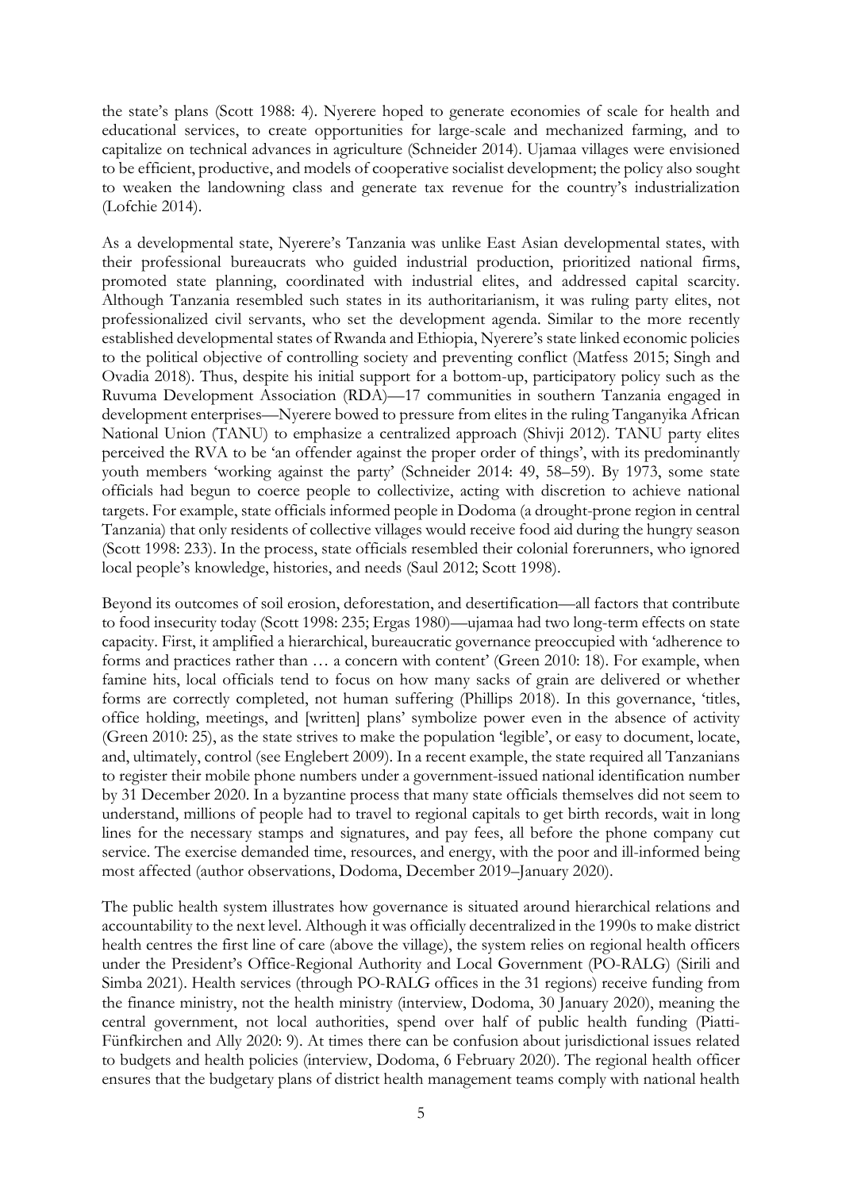the state's plans (Scott 1988: 4). Nyerere hoped to generate economies of scale for health and educational services, to create opportunities for large-scale and mechanized farming, and to capitalize on technical advances in agriculture (Schneider 2014). Ujamaa villages were envisioned to be efficient, productive, and models of cooperative socialist development; the policy also sought to weaken the landowning class and generate tax revenue for the country's industrialization (Lofchie 2014).

As a developmental state, Nyerere's Tanzania was unlike East Asian developmental states, with their professional bureaucrats who guided industrial production, prioritized national firms, promoted state planning, coordinated with industrial elites, and addressed capital scarcity. Although Tanzania resembled such states in its authoritarianism, it was ruling party elites, not professionalized civil servants, who set the development agenda. Similar to the more recently established developmental states of Rwanda and Ethiopia, Nyerere's state linked economic policies to the political objective of controlling society and preventing conflict (Matfess 2015; Singh and Ovadia 2018). Thus, despite his initial support for a bottom-up, participatory policy such as the Ruvuma Development Association (RDA)—17 communities in southern Tanzania engaged in development enterprises—Nyerere bowed to pressure from elites in the ruling Tanganyika African National Union (TANU) to emphasize a centralized approach (Shivji 2012). TANU party elites perceived the RVA to be 'an offender against the proper order of things', with its predominantly youth members 'working against the party' (Schneider 2014: 49, 58–59). By 1973, some state officials had begun to coerce people to collectivize, acting with discretion to achieve national targets. For example, state officials informed people in Dodoma (a drought-prone region in central Tanzania) that only residents of collective villages would receive food aid during the hungry season (Scott 1998: 233). In the process, state officials resembled their colonial forerunners, who ignored local people's knowledge, histories, and needs (Saul 2012; Scott 1998).

Beyond its outcomes of soil erosion, deforestation, and desertification—all factors that contribute to food insecurity today (Scott 1998: 235; Ergas 1980)—ujamaa had two long-term effects on state capacity. First, it amplified a hierarchical, bureaucratic governance preoccupied with 'adherence to forms and practices rather than … a concern with content' (Green 2010: 18). For example, when famine hits, local officials tend to focus on how many sacks of grain are delivered or whether forms are correctly completed, not human suffering (Phillips 2018). In this governance, 'titles, office holding, meetings, and [written] plans' symbolize power even in the absence of activity (Green 2010: 25), as the state strives to make the population 'legible', or easy to document, locate, and, ultimately, control (see Englebert 2009). In a recent example, the state required all Tanzanians to register their mobile phone numbers under a government-issued national identification number by 31 December 2020. In a byzantine process that many state officials themselves did not seem to understand, millions of people had to travel to regional capitals to get birth records, wait in long lines for the necessary stamps and signatures, and pay fees, all before the phone company cut service. The exercise demanded time, resources, and energy, with the poor and ill-informed being most affected (author observations, Dodoma, December 2019–January 2020).

The public health system illustrates how governance is situated around hierarchical relations and accountability to the next level. Although it was officially decentralized in the 1990s to make district health centres the first line of care (above the village), the system relies on regional health officers under the President's Office-Regional Authority and Local Government (PO-RALG) (Sirili and Simba 2021). Health services (through PO-RALG offices in the 31 regions) receive funding from the finance ministry, not the health ministry (interview, Dodoma, 30 January 2020), meaning the central government, not local authorities, spend over half of public health funding (Piatti-Fünfkirchen and Ally 2020: 9). At times there can be confusion about jurisdictional issues related to budgets and health policies (interview, Dodoma, 6 February 2020). The regional health officer ensures that the budgetary plans of district health management teams comply with national health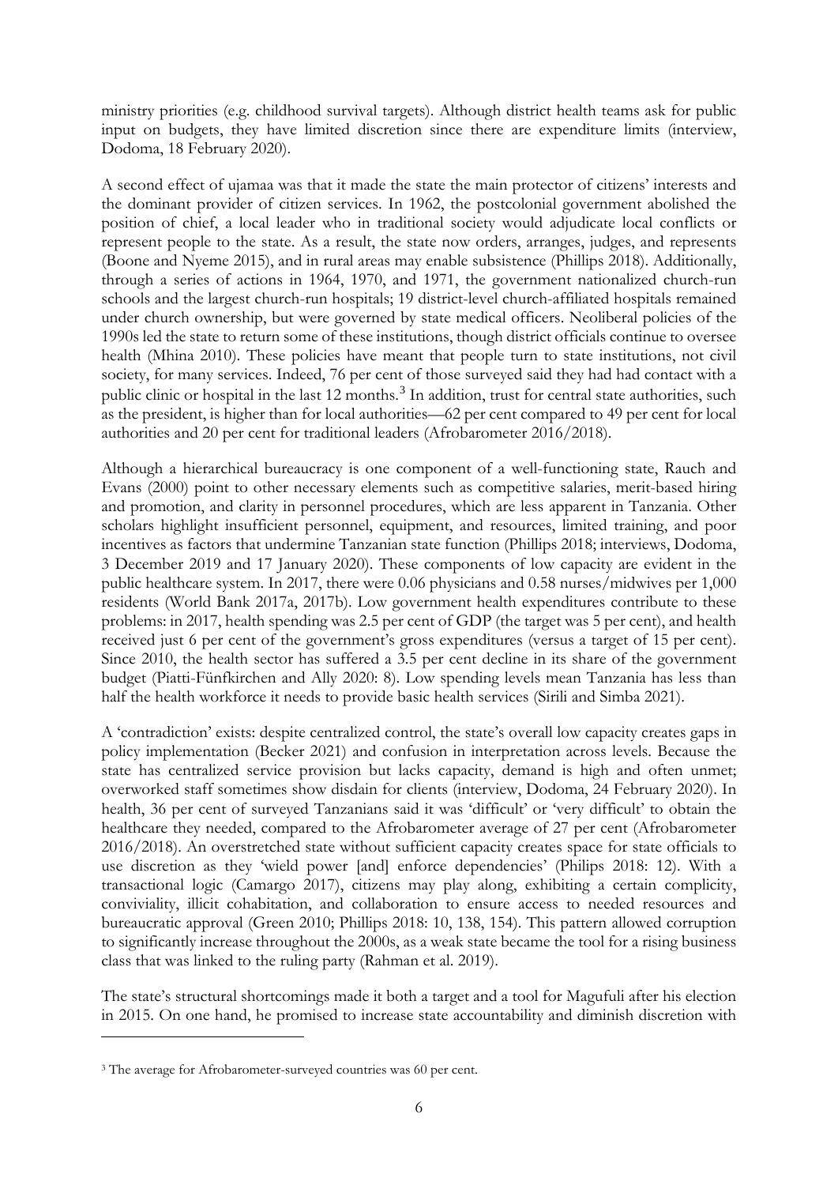ministry priorities (e.g. childhood survival targets). Although district health teams ask for public input on budgets, they have limited discretion since there are expenditure limits (interview, Dodoma, 18 February 2020).

A second effect of ujamaa was that it made the state the main protector of citizens' interests and the dominant provider of citizen services. In 1962, the postcolonial government abolished the position of chief, a local leader who in traditional society would adjudicate local conflicts or represent people to the state. As a result, the state now orders, arranges, judges, and represents (Boone and Nyeme 2015), and in rural areas may enable subsistence (Phillips 2018). Additionally, through a series of actions in 1964, 1970, and 1971, the government nationalized church-run schools and the largest church-run hospitals; 19 district-level church-affiliated hospitals remained under church ownership, but were governed by state medical officers. Neoliberal policies of the 1990s led the state to return some of these institutions, though district officials continue to oversee health (Mhina 2010). These policies have meant that people turn to state institutions, not civil society, for many services. Indeed, 76 per cent of those surveyed said they had had contact with a public clinic or hospital in the last 12 months.[3] In addition, trust for central state authorities, such as the president, is higher than for local authorities—62 per cent compared to 49 per cent for local authorities and 20 per cent for traditional leaders (Afrobarometer 2016/2018).

Although a hierarchical bureaucracy is one component of a well-functioning state, Rauch and Evans (2000) point to other necessary elements such as competitive salaries, merit-based hiring and promotion, and clarity in personnel procedures, which are less apparent in Tanzania. Other scholars highlight insufficient personnel, equipment, and resources, limited training, and poor incentives as factors that undermine Tanzanian state function (Phillips 2018; interviews, Dodoma, 3 December 2019 and 17 January 2020). These components of low capacity are evident in the public healthcare system. In 2017, there were 0.06 physicians and 0.58 nurses/midwives per 1,000 residents (World Bank 2017a, 2017b). Low government health expenditures contribute to these problems: in 2017, health spending was 2.5 per cent of GDP (the target was 5 per cent), and health received just 6 per cent of the government's gross expenditures (versus a target of 15 per cent). Since 2010, the health sector has suffered a 3.5 per cent decline in its share of the government budget (Piatti-Fünfkirchen and Ally 2020: 8). Low spending levels mean Tanzania has less than half the health workforce it needs to provide basic health services (Sirili and Simba 2021).

A 'contradiction' exists: despite centralized control, the state's overall low capacity creates gaps in policy implementation (Becker 2021) and confusion in interpretation across levels. Because the state has centralized service provision but lacks capacity, demand is high and often unmet; overworked staff sometimes show disdain for clients (interview, Dodoma, 24 February 2020). In health, 36 per cent of surveyed Tanzanians said it was 'difficult' or 'very difficult' to obtain the healthcare they needed, compared to the Afrobarometer average of 27 per cent (Afrobarometer 2016/2018). An overstretched state without sufficient capacity creates space for state officials to use discretion as they 'wield power [and] enforce dependencies' (Philips 2018: 12). With a transactional logic (Camargo 2017), citizens may play along, exhibiting a certain complicity, conviviality, illicit cohabitation, and collaboration to ensure access to needed resources and bureaucratic approval (Green 2010; Phillips 2018: 10, 138, 154). This pattern allowed corruption to significantly increase throughout the 2000s, as a weak state became the tool for a rising business class that was linked to the ruling party (Rahman et al. 2019).

The state's structural shortcomings made it both a target and a tool for Magufuli after his election in 2015. On one hand, he promised to increase state accountability and diminish discretion with

[3] The average for Afrobarometer-surveyed countries was 60 per cent.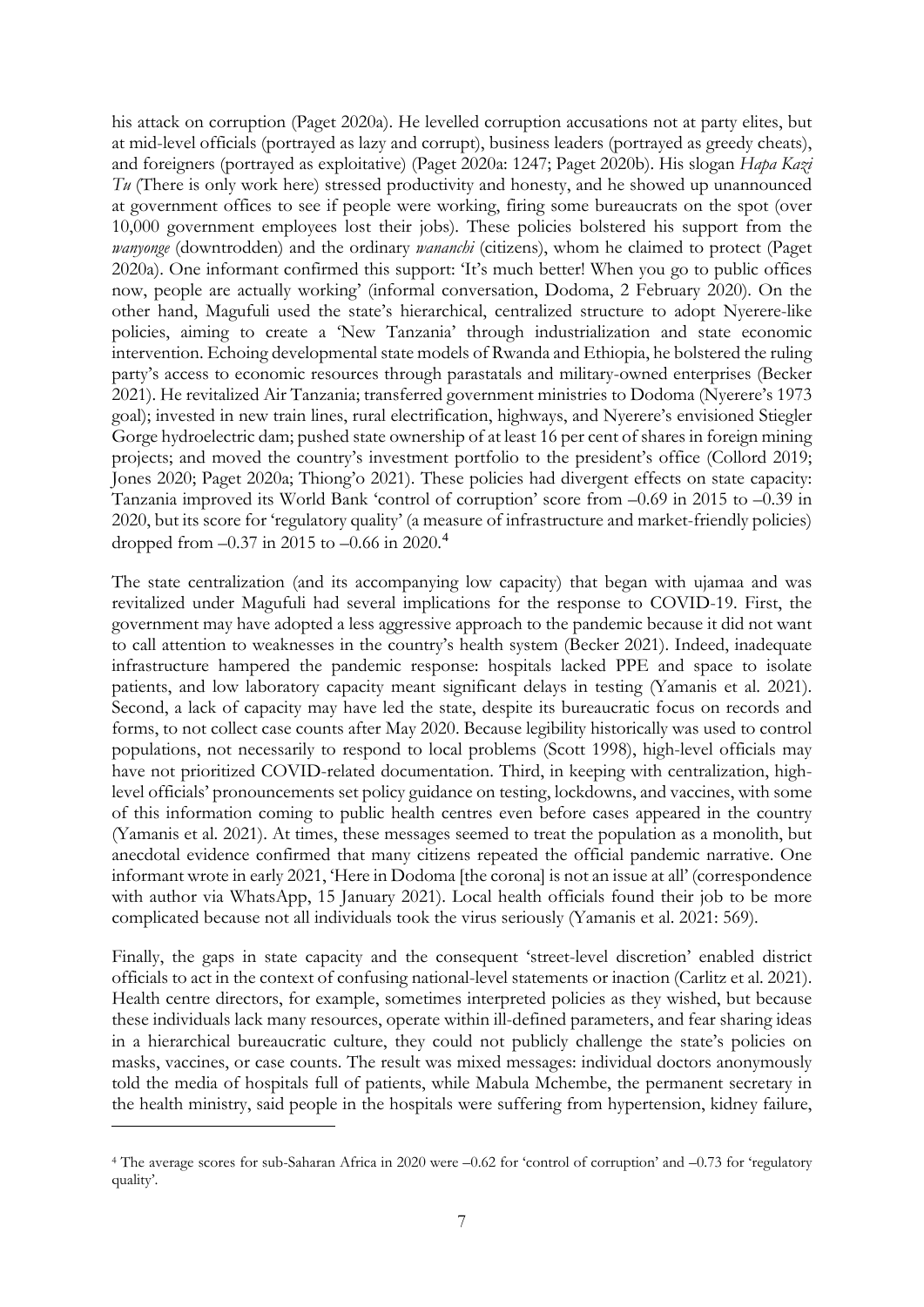his attack on corruption (Paget 2020a). He levelled corruption accusations not at party elites, but at mid-level officials (portrayed as lazy and corrupt), business leaders (portrayed as greedy cheats), and foreigners (portrayed as exploitative) (Paget 2020a: 1247; Paget 2020b). His slogan *Hapa Kazi Tu* (There is only work here) stressed productivity and honesty, and he showed up unannounced at government offices to see if people were working, firing some bureaucrats on the spot (over 10,000 government employees lost their jobs). These policies bolstered his support from the *wanyonge* (downtrodden) and the ordinary *wananchi* (citizens), whom he claimed to protect (Paget 2020a). One informant confirmed this support: 'It's much better! When you go to public offices now, people are actually working' (informal conversation, Dodoma, 2 February 2020). On the other hand, Magufuli used the state's hierarchical, centralized structure to adopt Nyerere-like policies, aiming to create a 'New Tanzania' through industrialization and state economic intervention. Echoing developmental state models of Rwanda and Ethiopia, he bolstered the ruling party's access to economic resources through parastatals and military-owned enterprises (Becker 2021). He revitalized Air Tanzania; transferred government ministries to Dodoma (Nyerere's 1973 goal); invested in new train lines, rural electrification, highways, and Nyerere's envisioned Stiegler Gorge hydroelectric dam; pushed state ownership of at least 16 per cent of shares in foreign mining projects; and moved the country's investment portfolio to the president's office (Collord 2019; Jones 2020; Paget 2020a; Thiong'o 2021). These policies had divergent effects on state capacity: Tanzania improved its World Bank 'control of corruption' score from –0.69 in 2015 to –0.39 in 2020, but its score for 'regulatory quality' (a measure of infrastructure and market-friendly policies) dropped from –0.37 in 2015 to –0.66 in 2020.[4]

The state centralization (and its accompanying low capacity) that began with ujamaa and was revitalized under Magufuli had several implications for the response to COVID-19. First, the government may have adopted a less aggressive approach to the pandemic because it did not want to call attention to weaknesses in the country's health system (Becker 2021). Indeed, inadequate infrastructure hampered the pandemic response: hospitals lacked PPE and space to isolate patients, and low laboratory capacity meant significant delays in testing (Yamanis et al. 2021). Second, a lack of capacity may have led the state, despite its bureaucratic focus on records and forms, to not collect case counts after May 2020. Because legibility historically was used to control populations, not necessarily to respond to local problems (Scott 1998), high-level officials may have not prioritized COVID-related documentation. Third, in keeping with centralization, high-level officials' pronouncements set policy guidance on testing, lockdowns, and vaccines, with some of this information coming to public health centres even before cases appeared in the country (Yamanis et al. 2021). At times, these messages seemed to treat the population as a monolith, but anecdotal evidence confirmed that many citizens repeated the official pandemic narrative. One informant wrote in early 2021, 'Here in Dodoma [the corona] is not an issue at all' (correspondence with author via WhatsApp, 15 January 2021). Local health officials found their job to be more complicated because not all individuals took the virus seriously (Yamanis et al. 2021: 569).

Finally, the gaps in state capacity and the consequent 'street-level discretion' enabled district officials to act in the context of confusing national-level statements or inaction (Carlitz et al. 2021). Health centre directors, for example, sometimes interpreted policies as they wished, but because these individuals lack many resources, operate within ill-defined parameters, and fear sharing ideas in a hierarchical bureaucratic culture, they could not publicly challenge the state's policies on masks, vaccines, or case counts. The result was mixed messages: individual doctors anonymously told the media of hospitals full of patients, while Mabula Mchembe, the permanent secretary in the health ministry, said people in the hospitals were suffering from hypertension, kidney failure,

[4] The average scores for sub-Saharan Africa in 2020 were –0.62 for 'control of corruption' and –0.73 for 'regulatory quality'.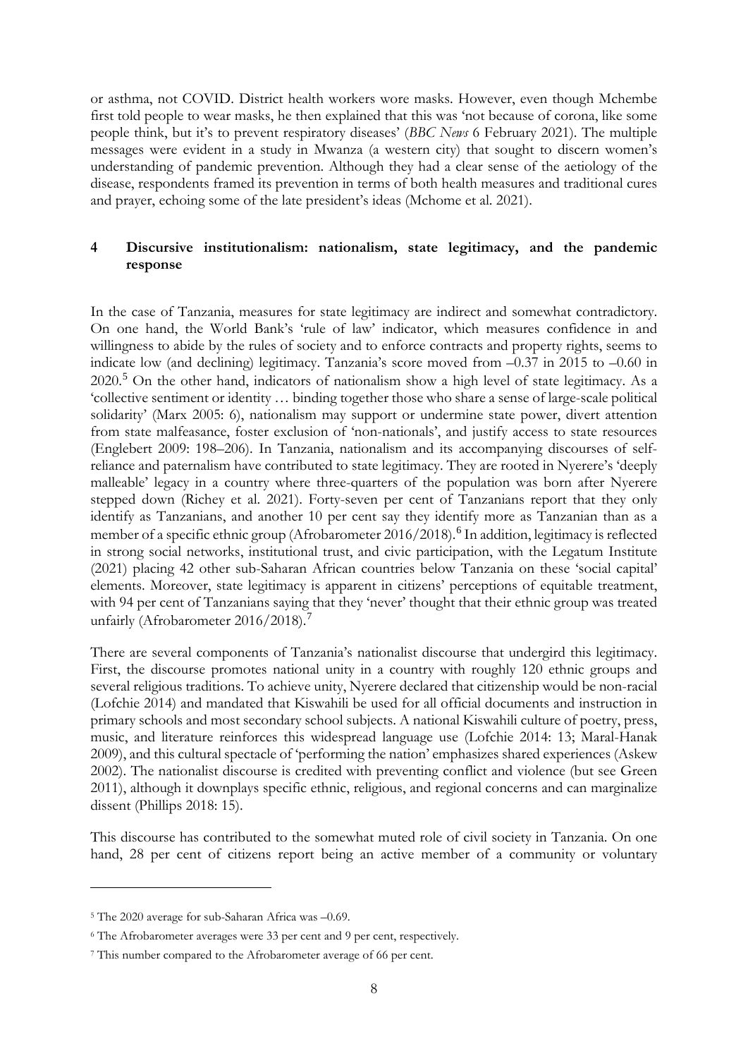or asthma, not COVID. District health workers wore masks. However, even though Mchembe first told people to wear masks, he then explained that this was 'not because of corona, like some people think, but it's to prevent respiratory diseases' (*BBC News* 6 February 2021). The multiple messages were evident in a study in Mwanza (a western city) that sought to discern women's understanding of pandemic prevention. Although they had a clear sense of the aetiology of the disease, respondents framed its prevention in terms of both health measures and traditional cures and prayer, echoing some of the late president's ideas (Mchome et al. 2021).

## 4 Discursive institutionalism: nationalism, state legitimacy, and the pandemic response

In the case of Tanzania, measures for state legitimacy are indirect and somewhat contradictory. On one hand, the World Bank's 'rule of law' indicator, which measures confidence in and willingness to abide by the rules of society and to enforce contracts and property rights, seems to indicate low (and declining) legitimacy. Tanzania's score moved from –0.37 in 2015 to –0.60 in 2020.[5] On the other hand, indicators of nationalism show a high level of state legitimacy. As a 'collective sentiment or identity … binding together those who share a sense of large-scale political solidarity' (Marx 2005: 6), nationalism may support or undermine state power, divert attention from state malfeasance, foster exclusion of 'non-nationals', and justify access to state resources (Englebert 2009: 198–206). In Tanzania, nationalism and its accompanying discourses of self-reliance and paternalism have contributed to state legitimacy. They are rooted in Nyerere's 'deeply malleable' legacy in a country where three-quarters of the population was born after Nyerere stepped down (Richey et al. 2021). Forty-seven per cent of Tanzanians report that they only identify as Tanzanians, and another 10 per cent say they identify more as Tanzanian than as a member of a specific ethnic group (Afrobarometer 2016/2018).[6] In addition, legitimacy is reflected in strong social networks, institutional trust, and civic participation, with the Legatum Institute (2021) placing 42 other sub-Saharan African countries below Tanzania on these 'social capital' elements. Moreover, state legitimacy is apparent in citizens' perceptions of equitable treatment, with 94 per cent of Tanzanians saying that they 'never' thought that their ethnic group was treated unfairly (Afrobarometer 2016/2018).[7]

There are several components of Tanzania's nationalist discourse that undergird this legitimacy. First, the discourse promotes national unity in a country with roughly 120 ethnic groups and several religious traditions. To achieve unity, Nyerere declared that citizenship would be non-racial (Lofchie 2014) and mandated that Kiswahili be used for all official documents and instruction in primary schools and most secondary school subjects. A national Kiswahili culture of poetry, press, music, and literature reinforces this widespread language use (Lofchie 2014: 13; Maral-Hanak 2009), and this cultural spectacle of 'performing the nation' emphasizes shared experiences (Askew 2002). The nationalist discourse is credited with preventing conflict and violence (but see Green 2011), although it downplays specific ethnic, religious, and regional concerns and can marginalize dissent (Phillips 2018: 15).

This discourse has contributed to the somewhat muted role of civil society in Tanzania. On one hand, 28 per cent of citizens report being an active member of a community or voluntary

---

[5] The 2020 average for sub-Saharan Africa was –0.69.

[6] The Afrobarometer averages were 33 per cent and 9 per cent, respectively.

[7] This number compared to the Afrobarometer average of 66 per cent.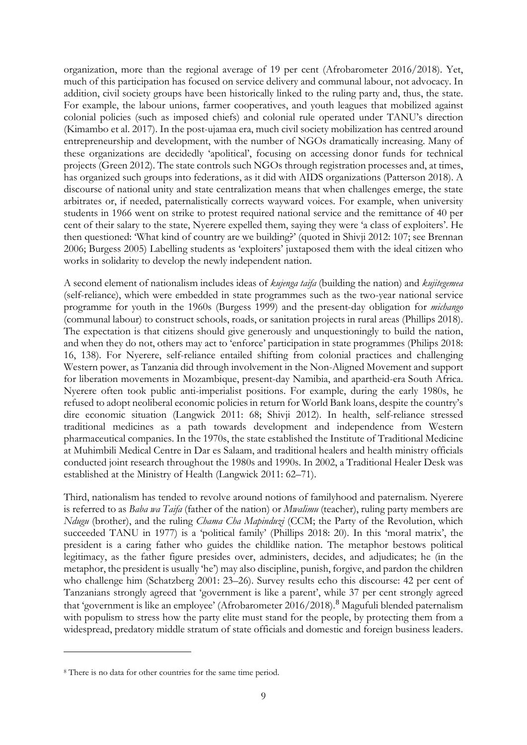organization, more than the regional average of 19 per cent (Afrobarometer 2016/2018). Yet, much of this participation has focused on service delivery and communal labour, not advocacy. In addition, civil society groups have been historically linked to the ruling party and, thus, the state. For example, the labour unions, farmer cooperatives, and youth leagues that mobilized against colonial policies (such as imposed chiefs) and colonial rule operated under TANU's direction (Kimambo et al. 2017). In the post-ujamaa era, much civil society mobilization has centred around entrepreneurship and development, with the number of NGOs dramatically increasing. Many of these organizations are decidedly 'apolitical', focusing on accessing donor funds for technical projects (Green 2012). The state controls such NGOs through registration processes and, at times, has organized such groups into federations, as it did with AIDS organizations (Patterson 2018). A discourse of national unity and state centralization means that when challenges emerge, the state arbitrates or, if needed, paternalistically corrects wayward voices. For example, when university students in 1966 went on strike to protest required national service and the remittance of 40 per cent of their salary to the state, Nyerere expelled them, saying they were 'a class of exploiters'. He then questioned: 'What kind of country are we building?' (quoted in Shivji 2012: 107; see Brennan 2006; Burgess 2005) Labelling students as 'exploiters' juxtaposed them with the ideal citizen who works in solidarity to develop the newly independent nation.

A second element of nationalism includes ideas of *kujenga taifa* (building the nation) and *kujitegemea* (self-reliance), which were embedded in state programmes such as the two-year national service programme for youth in the 1960s (Burgess 1999) and the present-day obligation for *michango* (communal labour) to construct schools, roads, or sanitation projects in rural areas (Phillips 2018). The expectation is that citizens should give generously and unquestioningly to build the nation, and when they do not, others may act to 'enforce' participation in state programmes (Philips 2018: 16, 138). For Nyerere, self-reliance entailed shifting from colonial practices and challenging Western power, as Tanzania did through involvement in the Non-Aligned Movement and support for liberation movements in Mozambique, present-day Namibia, and apartheid-era South Africa. Nyerere often took public anti-imperialist positions. For example, during the early 1980s, he refused to adopt neoliberal economic policies in return for World Bank loans, despite the country's dire economic situation (Langwick 2011: 68; Shivji 2012). In health, self-reliance stressed traditional medicines as a path towards development and independence from Western pharmaceutical companies. In the 1970s, the state established the Institute of Traditional Medicine at Muhimbili Medical Centre in Dar es Salaam, and traditional healers and health ministry officials conducted joint research throughout the 1980s and 1990s. In 2002, a Traditional Healer Desk was established at the Ministry of Health (Langwick 2011: 62–71).

Third, nationalism has tended to revolve around notions of familyhood and paternalism. Nyerere is referred to as *Baba wa Taifa* (father of the nation) or *Mwalimu* (teacher), ruling party members are *Ndugu* (brother), and the ruling *Chama Cha Mapinduzi* (CCM; the Party of the Revolution, which succeeded TANU in 1977) is a 'political family' (Phillips 2018: 20). In this 'moral matrix', the president is a caring father who guides the childlike nation. The metaphor bestows political legitimacy, as the father figure presides over, administers, decides, and adjudicates; he (in the metaphor, the president is usually 'he') may also discipline, punish, forgive, and pardon the children who challenge him (Schatzberg 2001: 23–26). Survey results echo this discourse: 42 per cent of Tanzanians strongly agreed that 'government is like a parent', while 37 per cent strongly agreed that 'government is like an employee' (Afrobarometer 2016/2018).[8] Magufuli blended paternalism with populism to stress how the party elite must stand for the people, by protecting them from a widespread, predatory middle stratum of state officials and domestic and foreign business leaders.

[8] There is no data for other countries for the same time period.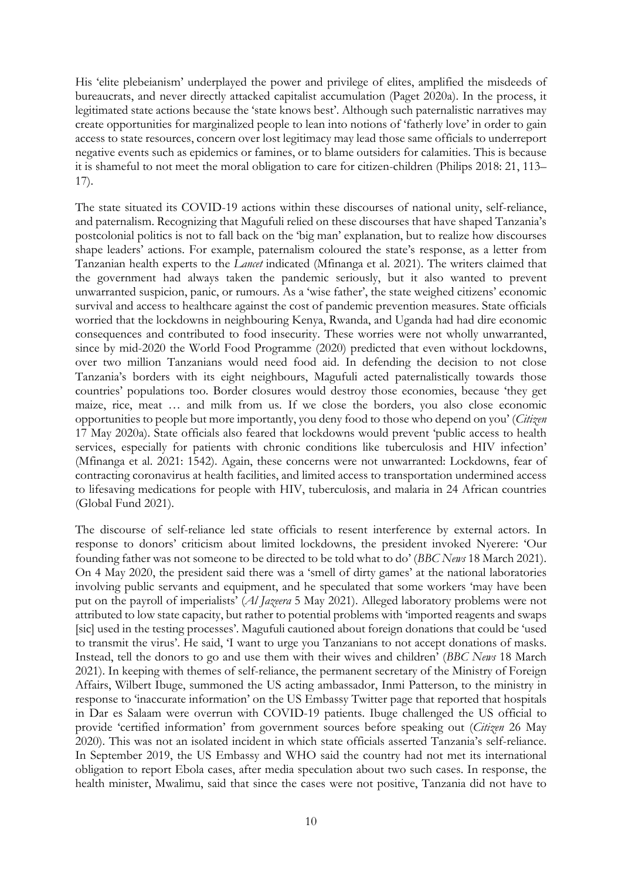His 'elite plebeianism' underplayed the power and privilege of elites, amplified the misdeeds of bureaucrats, and never directly attacked capitalist accumulation (Paget 2020a). In the process, it legitimated state actions because the 'state knows best'. Although such paternalistic narratives may create opportunities for marginalized people to lean into notions of 'fatherly love' in order to gain access to state resources, concern over lost legitimacy may lead those same officials to underreport negative events such as epidemics or famines, or to blame outsiders for calamities. This is because it is shameful to not meet the moral obligation to care for citizen-children (Philips 2018: 21, 113–17).

The state situated its COVID-19 actions within these discourses of national unity, self-reliance, and paternalism. Recognizing that Magufuli relied on these discourses that have shaped Tanzania's postcolonial politics is not to fall back on the 'big man' explanation, but to realize how discourses shape leaders' actions. For example, paternalism coloured the state's response, as a letter from Tanzanian health experts to the *Lancet* indicated (Mfinanga et al. 2021). The writers claimed that the government had always taken the pandemic seriously, but it also wanted to prevent unwarranted suspicion, panic, or rumours. As a 'wise father', the state weighed citizens' economic survival and access to healthcare against the cost of pandemic prevention measures. State officials worried that the lockdowns in neighbouring Kenya, Rwanda, and Uganda had had dire economic consequences and contributed to food insecurity. These worries were not wholly unwarranted, since by mid-2020 the World Food Programme (2020) predicted that even without lockdowns, over two million Tanzanians would need food aid. In defending the decision to not close Tanzania's borders with its eight neighbours, Magufuli acted paternalistically towards those countries' populations too. Border closures would destroy those economies, because 'they get maize, rice, meat … and milk from us. If we close the borders, you also close economic opportunities to people but more importantly, you deny food to those who depend on you' (*Citizen* 17 May 2020a). State officials also feared that lockdowns would prevent 'public access to health services, especially for patients with chronic conditions like tuberculosis and HIV infection' (Mfinanga et al. 2021: 1542). Again, these concerns were not unwarranted: Lockdowns, fear of contracting coronavirus at health facilities, and limited access to transportation undermined access to lifesaving medications for people with HIV, tuberculosis, and malaria in 24 African countries (Global Fund 2021).

The discourse of self-reliance led state officials to resent interference by external actors. In response to donors' criticism about limited lockdowns, the president invoked Nyerere: 'Our founding father was not someone to be directed to be told what to do' (*BBC News* 18 March 2021). On 4 May 2020, the president said there was a 'smell of dirty games' at the national laboratories involving public servants and equipment, and he speculated that some workers 'may have been put on the payroll of imperialists' (*Al Jazeera* 5 May 2021). Alleged laboratory problems were not attributed to low state capacity, but rather to potential problems with 'imported reagents and swaps [sic] used in the testing processes'. Magufuli cautioned about foreign donations that could be 'used to transmit the virus'. He said, 'I want to urge you Tanzanians to not accept donations of masks. Instead, tell the donors to go and use them with their wives and children' (*BBC News* 18 March 2021). In keeping with themes of self-reliance, the permanent secretary of the Ministry of Foreign Affairs, Wilbert Ibuge, summoned the US acting ambassador, Inmi Patterson, to the ministry in response to 'inaccurate information' on the US Embassy Twitter page that reported that hospitals in Dar es Salaam were overrun with COVID-19 patients. Ibuge challenged the US official to provide 'certified information' from government sources before speaking out (*Citizen* 26 May 2020). This was not an isolated incident in which state officials asserted Tanzania's self-reliance. In September 2019, the US Embassy and WHO said the country had not met its international obligation to report Ebola cases, after media speculation about two such cases. In response, the health minister, Mwalimu, said that since the cases were not positive, Tanzania did not have to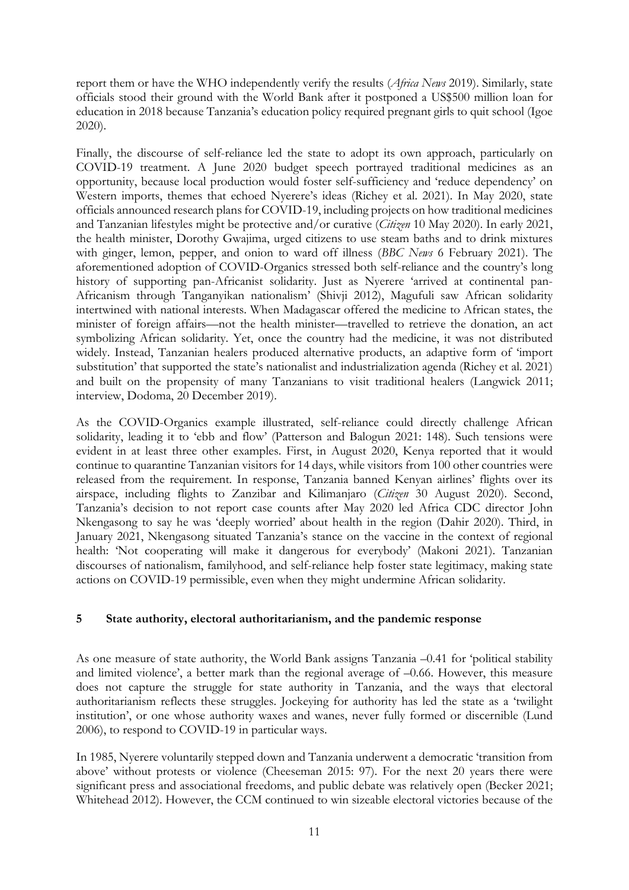report them or have the WHO independently verify the results (*Africa News* 2019). Similarly, state officials stood their ground with the World Bank after it postponed a US$500 million loan for education in 2018 because Tanzania's education policy required pregnant girls to quit school (Igoe 2020).

Finally, the discourse of self-reliance led the state to adopt its own approach, particularly on COVID-19 treatment. A June 2020 budget speech portrayed traditional medicines as an opportunity, because local production would foster self-sufficiency and 'reduce dependency' on Western imports, themes that echoed Nyerere's ideas (Richey et al. 2021). In May 2020, state officials announced research plans for COVID-19, including projects on how traditional medicines and Tanzanian lifestyles might be protective and/or curative (*Citizen* 10 May 2020). In early 2021, the health minister, Dorothy Gwajima, urged citizens to use steam baths and to drink mixtures with ginger, lemon, pepper, and onion to ward off illness (*BBC News* 6 February 2021). The aforementioned adoption of COVID-Organics stressed both self-reliance and the country's long history of supporting pan-Africanist solidarity. Just as Nyerere 'arrived at continental pan-Africanism through Tanganyikan nationalism' (Shivji 2012), Magufuli saw African solidarity intertwined with national interests. When Madagascar offered the medicine to African states, the minister of foreign affairs—not the health minister—travelled to retrieve the donation, an act symbolizing African solidarity. Yet, once the country had the medicine, it was not distributed widely. Instead, Tanzanian healers produced alternative products, an adaptive form of 'import substitution' that supported the state's nationalist and industrialization agenda (Richey et al. 2021) and built on the propensity of many Tanzanians to visit traditional healers (Langwick 2011; interview, Dodoma, 20 December 2019).

As the COVID-Organics example illustrated, self-reliance could directly challenge African solidarity, leading it to 'ebb and flow' (Patterson and Balogun 2021: 148). Such tensions were evident in at least three other examples. First, in August 2020, Kenya reported that it would continue to quarantine Tanzanian visitors for 14 days, while visitors from 100 other countries were released from the requirement. In response, Tanzania banned Kenyan airlines' flights over its airspace, including flights to Zanzibar and Kilimanjaro (*Citizen* 30 August 2020). Second, Tanzania's decision to not report case counts after May 2020 led Africa CDC director John Nkengasong to say he was 'deeply worried' about health in the region (Dahir 2020). Third, in January 2021, Nkengasong situated Tanzania's stance on the vaccine in the context of regional health: 'Not cooperating will make it dangerous for everybody' (Makoni 2021). Tanzanian discourses of nationalism, familyhood, and self-reliance help foster state legitimacy, making state actions on COVID-19 permissible, even when they might undermine African solidarity.

## 5 State authority, electoral authoritarianism, and the pandemic response

As one measure of state authority, the World Bank assigns Tanzania –0.41 for 'political stability and limited violence', a better mark than the regional average of –0.66. However, this measure does not capture the struggle for state authority in Tanzania, and the ways that electoral authoritarianism reflects these struggles. Jockeying for authority has led the state as a 'twilight institution', or one whose authority waxes and wanes, never fully formed or discernible (Lund 2006), to respond to COVID-19 in particular ways.

In 1985, Nyerere voluntarily stepped down and Tanzania underwent a democratic 'transition from above' without protests or violence (Cheeseman 2015: 97). For the next 20 years there were significant press and associational freedoms, and public debate was relatively open (Becker 2021; Whitehead 2012). However, the CCM continued to win sizeable electoral victories because of the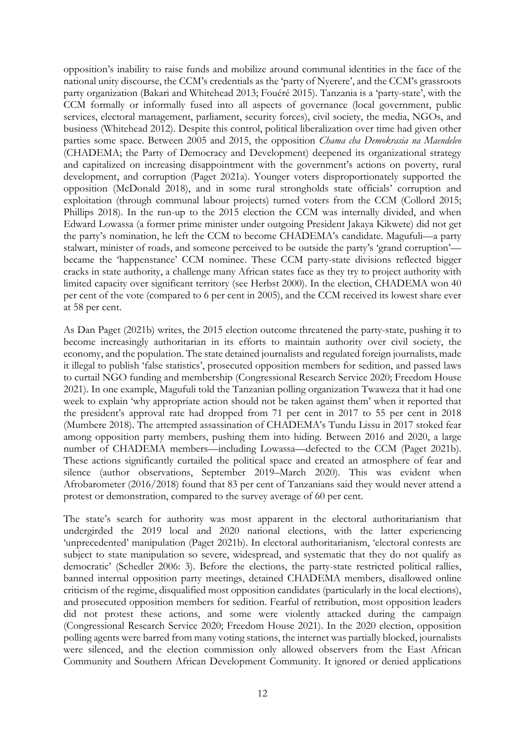opposition's inability to raise funds and mobilize around communal identities in the face of the national unity discourse, the CCM's credentials as the 'party of Nyerere', and the CCM's grassroots party organization (Bakari and Whitehead 2013; Fouéré 2015). Tanzania is a 'party-state', with the CCM formally or informally fused into all aspects of governance (local government, public services, electoral management, parliament, security forces), civil society, the media, NGOs, and business (Whitehead 2012). Despite this control, political liberalization over time had given other parties some space. Between 2005 and 2015, the opposition *Chama cha Demokrasia na Maendeleo* (CHADEMA; the Party of Democracy and Development) deepened its organizational strategy and capitalized on increasing disappointment with the government's actions on poverty, rural development, and corruption (Paget 2021a). Younger voters disproportionately supported the opposition (McDonald 2018), and in some rural strongholds state officials' corruption and exploitation (through communal labour projects) turned voters from the CCM (Collord 2015; Phillips 2018). In the run-up to the 2015 election the CCM was internally divided, and when Edward Lowassa (a former prime minister under outgoing President Jakaya Kikwete) did not get the party's nomination, he left the CCM to become CHADEMA's candidate. Magufuli—a party stalwart, minister of roads, and someone perceived to be outside the party's 'grand corruption'—became the 'happenstance' CCM nominee. These CCM party-state divisions reflected bigger cracks in state authority, a challenge many African states face as they try to project authority with limited capacity over significant territory (see Herbst 2000). In the election, CHADEMA won 40 per cent of the vote (compared to 6 per cent in 2005), and the CCM received its lowest share ever at 58 per cent.

As Dan Paget (2021b) writes, the 2015 election outcome threatened the party-state, pushing it to become increasingly authoritarian in its efforts to maintain authority over civil society, the economy, and the population. The state detained journalists and regulated foreign journalists, made it illegal to publish 'false statistics', prosecuted opposition members for sedition, and passed laws to curtail NGO funding and membership (Congressional Research Service 2020; Freedom House 2021). In one example, Magufuli told the Tanzanian polling organization Twaweza that it had one week to explain 'why appropriate action should not be taken against them' when it reported that the president's approval rate had dropped from 71 per cent in 2017 to 55 per cent in 2018 (Mumbere 2018). The attempted assassination of CHADEMA's Tundu Lissu in 2017 stoked fear among opposition party members, pushing them into hiding. Between 2016 and 2020, a large number of CHADEMA members—including Lowassa—defected to the CCM (Paget 2021b). These actions significantly curtailed the political space and created an atmosphere of fear and silence (author observations, September 2019–March 2020). This was evident when Afrobarometer (2016/2018) found that 83 per cent of Tanzanians said they would never attend a protest or demonstration, compared to the survey average of 60 per cent.

The state's search for authority was most apparent in the electoral authoritarianism that undergirded the 2019 local and 2020 national elections, with the latter experiencing 'unprecedented' manipulation (Paget 2021b). In electoral authoritarianism, 'electoral contests are subject to state manipulation so severe, widespread, and systematic that they do not qualify as democratic' (Schedler 2006: 3). Before the elections, the party-state restricted political rallies, banned internal opposition party meetings, detained CHADEMA members, disallowed online criticism of the regime, disqualified most opposition candidates (particularly in the local elections), and prosecuted opposition members for sedition. Fearful of retribution, most opposition leaders did not protest these actions, and some were violently attacked during the campaign (Congressional Research Service 2020; Freedom House 2021). In the 2020 election, opposition polling agents were barred from many voting stations, the internet was partially blocked, journalists were silenced, and the election commission only allowed observers from the East African Community and Southern African Development Community. It ignored or denied applications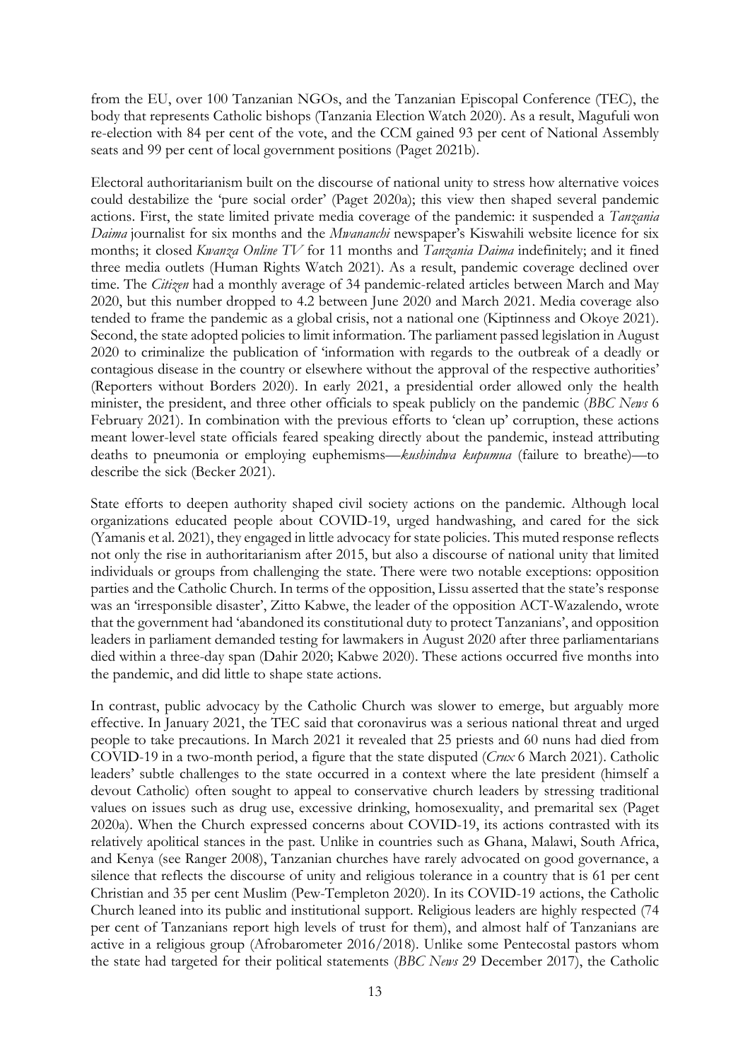from the EU, over 100 Tanzanian NGOs, and the Tanzanian Episcopal Conference (TEC), the body that represents Catholic bishops (Tanzania Election Watch 2020). As a result, Magufuli won re-election with 84 per cent of the vote, and the CCM gained 93 per cent of National Assembly seats and 99 per cent of local government positions (Paget 2021b).

Electoral authoritarianism built on the discourse of national unity to stress how alternative voices could destabilize the 'pure social order' (Paget 2020a); this view then shaped several pandemic actions. First, the state limited private media coverage of the pandemic: it suspended a *Tanzania Daima* journalist for six months and the *Mwananchi* newspaper's Kiswahili website licence for six months; it closed *Kwanza Online TV* for 11 months and *Tanzania Daima* indefinitely; and it fined three media outlets (Human Rights Watch 2021). As a result, pandemic coverage declined over time. The *Citizen* had a monthly average of 34 pandemic-related articles between March and May 2020, but this number dropped to 4.2 between June 2020 and March 2021. Media coverage also tended to frame the pandemic as a global crisis, not a national one (Kiptinness and Okoye 2021). Second, the state adopted policies to limit information. The parliament passed legislation in August 2020 to criminalize the publication of 'information with regards to the outbreak of a deadly or contagious disease in the country or elsewhere without the approval of the respective authorities' (Reporters without Borders 2020). In early 2021, a presidential order allowed only the health minister, the president, and three other officials to speak publicly on the pandemic (*BBC News* 6 February 2021). In combination with the previous efforts to 'clean up' corruption, these actions meant lower-level state officials feared speaking directly about the pandemic, instead attributing deaths to pneumonia or employing euphemisms—*kushindwa kupumua* (failure to breathe)—to describe the sick (Becker 2021).

State efforts to deepen authority shaped civil society actions on the pandemic. Although local organizations educated people about COVID-19, urged handwashing, and cared for the sick (Yamanis et al. 2021), they engaged in little advocacy for state policies. This muted response reflects not only the rise in authoritarianism after 2015, but also a discourse of national unity that limited individuals or groups from challenging the state. There were two notable exceptions: opposition parties and the Catholic Church. In terms of the opposition, Lissu asserted that the state's response was an 'irresponsible disaster', Zitto Kabwe, the leader of the opposition ACT-Wazalendo, wrote that the government had 'abandoned its constitutional duty to protect Tanzanians', and opposition leaders in parliament demanded testing for lawmakers in August 2020 after three parliamentarians died within a three-day span (Dahir 2020; Kabwe 2020). These actions occurred five months into the pandemic, and did little to shape state actions.

In contrast, public advocacy by the Catholic Church was slower to emerge, but arguably more effective. In January 2021, the TEC said that coronavirus was a serious national threat and urged people to take precautions. In March 2021 it revealed that 25 priests and 60 nuns had died from COVID-19 in a two-month period, a figure that the state disputed (*Crux* 6 March 2021). Catholic leaders' subtle challenges to the state occurred in a context where the late president (himself a devout Catholic) often sought to appeal to conservative church leaders by stressing traditional values on issues such as drug use, excessive drinking, homosexuality, and premarital sex (Paget 2020a). When the Church expressed concerns about COVID-19, its actions contrasted with its relatively apolitical stances in the past. Unlike in countries such as Ghana, Malawi, South Africa, and Kenya (see Ranger 2008), Tanzanian churches have rarely advocated on good governance, a silence that reflects the discourse of unity and religious tolerance in a country that is 61 per cent Christian and 35 per cent Muslim (Pew-Templeton 2020). In its COVID-19 actions, the Catholic Church leaned into its public and institutional support. Religious leaders are highly respected (74 per cent of Tanzanians report high levels of trust for them), and almost half of Tanzanians are active in a religious group (Afrobarometer 2016/2018). Unlike some Pentecostal pastors whom the state had targeted for their political statements (*BBC News* 29 December 2017), the Catholic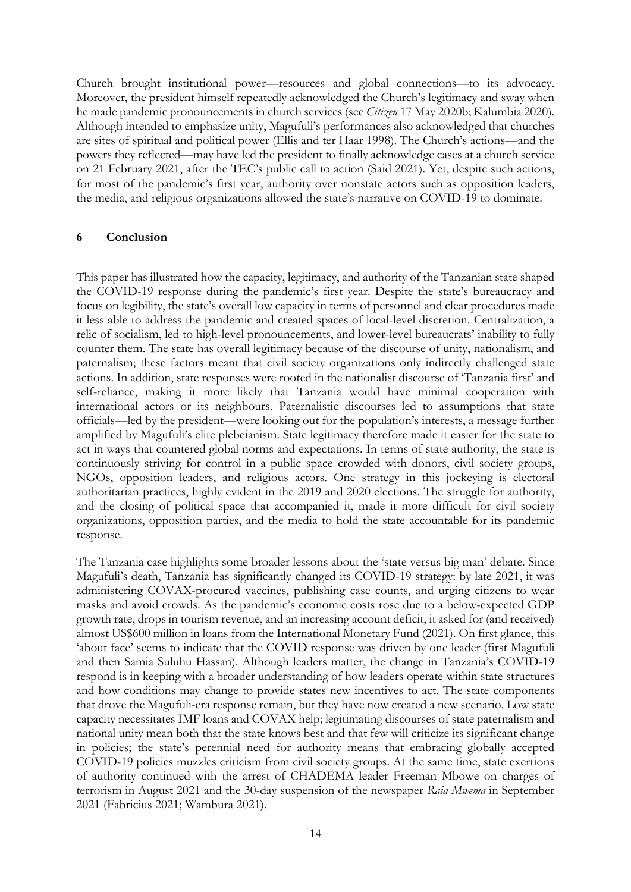Church brought institutional power—resources and global connections—to its advocacy. Moreover, the president himself repeatedly acknowledged the Church's legitimacy and sway when he made pandemic pronouncements in church services (see *Citizen* 17 May 2020b; Kalumbia 2020). Although intended to emphasize unity, Magufuli's performances also acknowledged that churches are sites of spiritual and political power (Ellis and ter Haar 1998). The Church's actions—and the powers they reflected—may have led the president to finally acknowledge cases at a church service on 21 February 2021, after the TEC's public call to action (Said 2021). Yet, despite such actions, for most of the pandemic's first year, authority over nonstate actors such as opposition leaders, the media, and religious organizations allowed the state's narrative on COVID-19 to dominate.

## 6 Conclusion

This paper has illustrated how the capacity, legitimacy, and authority of the Tanzanian state shaped the COVID-19 response during the pandemic's first year. Despite the state's bureaucracy and focus on legibility, the state's overall low capacity in terms of personnel and clear procedures made it less able to address the pandemic and created spaces of local-level discretion. Centralization, a relic of socialism, led to high-level pronouncements, and lower-level bureaucrats' inability to fully counter them. The state has overall legitimacy because of the discourse of unity, nationalism, and paternalism; these factors meant that civil society organizations only indirectly challenged state actions. In addition, state responses were rooted in the nationalist discourse of 'Tanzania first' and self-reliance, making it more likely that Tanzania would have minimal cooperation with international actors or its neighbours. Paternalistic discourses led to assumptions that state officials—led by the president—were looking out for the population's interests, a message further amplified by Magufuli's elite plebeianism. State legitimacy therefore made it easier for the state to act in ways that countered global norms and expectations. In terms of state authority, the state is continuously striving for control in a public space crowded with donors, civil society groups, NGOs, opposition leaders, and religious actors. One strategy in this jockeying is electoral authoritarian practices, highly evident in the 2019 and 2020 elections. The struggle for authority, and the closing of political space that accompanied it, made it more difficult for civil society organizations, opposition parties, and the media to hold the state accountable for its pandemic response.

The Tanzania case highlights some broader lessons about the 'state versus big man' debate. Since Magufuli's death, Tanzania has significantly changed its COVID-19 strategy: by late 2021, it was administering COVAX-procured vaccines, publishing case counts, and urging citizens to wear masks and avoid crowds. As the pandemic's economic costs rose due to a below-expected GDP growth rate, drops in tourism revenue, and an increasing account deficit, it asked for (and received) almost US$600 million in loans from the International Monetary Fund (2021). On first glance, this 'about face' seems to indicate that the COVID response was driven by one leader (first Magufuli and then Samia Suluhu Hassan). Although leaders matter, the change in Tanzania's COVID-19 respond is in keeping with a broader understanding of how leaders operate within state structures and how conditions may change to provide states new incentives to act. The state components that drove the Magufuli-era response remain, but they have now created a new scenario. Low state capacity necessitates IMF loans and COVAX help; legitimating discourses of state paternalism and national unity mean both that the state knows best and that few will criticize its significant change in policies; the state's perennial need for authority means that embracing globally accepted COVID-19 policies muzzles criticism from civil society groups. At the same time, state exertions of authority continued with the arrest of CHADEMA leader Freeman Mbowe on charges of terrorism in August 2021 and the 30-day suspension of the newspaper *Raia Mwema* in September 2021 (Fabricius 2021; Wambura 2021).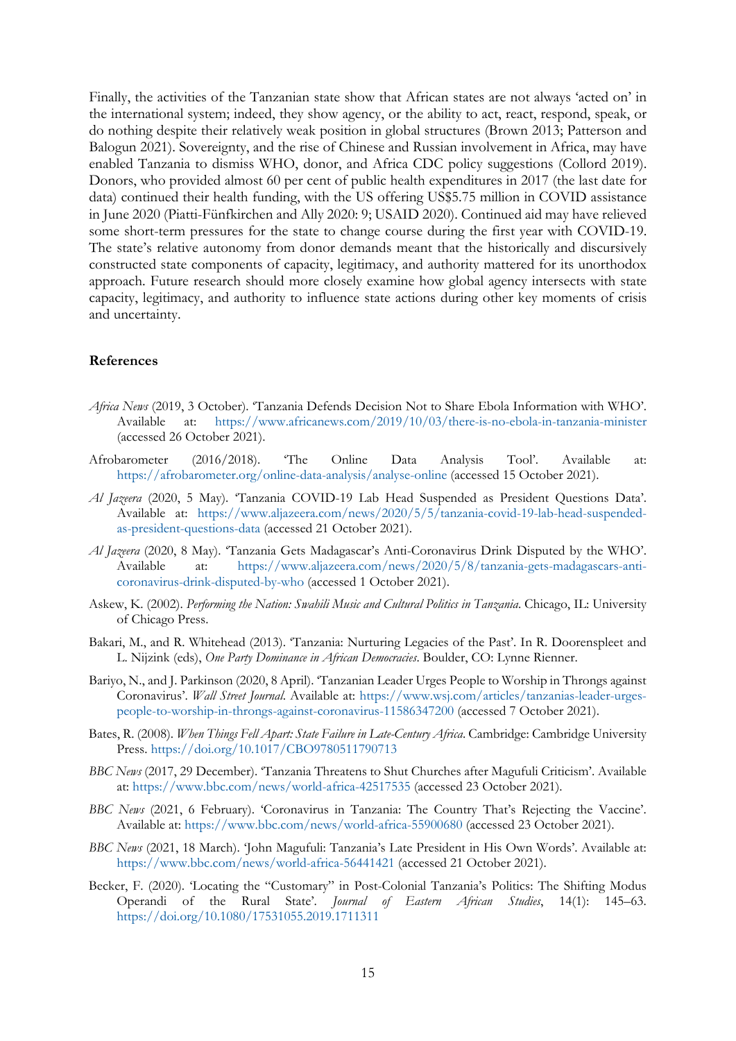Finally, the activities of the Tanzanian state show that African states are not always 'acted on' in the international system; indeed, they show agency, or the ability to act, react, respond, speak, or do nothing despite their relatively weak position in global structures (Brown 2013; Patterson and Balogun 2021). Sovereignty, and the rise of Chinese and Russian involvement in Africa, may have enabled Tanzania to dismiss WHO, donor, and Africa CDC policy suggestions (Collord 2019). Donors, who provided almost 60 per cent of public health expenditures in 2017 (the last date for data) continued their health funding, with the US offering US$5.75 million in COVID assistance in June 2020 (Piatti-Fünfkirchen and Ally 2020: 9; USAID 2020). Continued aid may have relieved some short-term pressures for the state to change course during the first year with COVID-19. The state's relative autonomy from donor demands meant that the historically and discursively constructed state components of capacity, legitimacy, and authority mattered for its unorthodox approach. Future research should more closely examine how global agency intersects with state capacity, legitimacy, and authority to influence state actions during other key moments of crisis and uncertainty.

## References

*Africa News* (2019, 3 October). 'Tanzania Defends Decision Not to Share Ebola Information with WHO'. Available at: https://www.africanews.com/2019/10/03/there-is-no-ebola-in-tanzania-minister (accessed 26 October 2021).

Afrobarometer (2016/2018). 'The Online Data Analysis Tool'. Available at: https://afrobarometer.org/online-data-analysis/analyse-online (accessed 15 October 2021).

*Al Jazeera* (2020, 5 May). 'Tanzania COVID-19 Lab Head Suspended as President Questions Data'. Available at: https://www.aljazeera.com/news/2020/5/5/tanzania-covid-19-lab-head-suspended-as-president-questions-data (accessed 21 October 2021).

*Al Jazeera* (2020, 8 May). 'Tanzania Gets Madagascar's Anti-Coronavirus Drink Disputed by the WHO'. Available at: https://www.aljazeera.com/news/2020/5/8/tanzania-gets-madagascars-anti-coronavirus-drink-disputed-by-who (accessed 1 October 2021).

Askew, K. (2002). *Performing the Nation: Swahili Music and Cultural Politics in Tanzania*. Chicago, IL: University of Chicago Press.

Bakari, M., and R. Whitehead (2013). 'Tanzania: Nurturing Legacies of the Past'. In R. Doorenspleet and L. Nijzink (eds), *One Party Dominance in African Democracies*. Boulder, CO: Lynne Rienner.

Bariyo, N., and J. Parkinson (2020, 8 April). 'Tanzanian Leader Urges People to Worship in Throngs against Coronavirus'. *Wall Street Journal*. Available at: https://www.wsj.com/articles/tanzanias-leader-urges-people-to-worship-in-throngs-against-coronavirus-11586347200 (accessed 7 October 2021).

Bates, R. (2008). *When Things Fell Apart: State Failure in Late-Century Africa*. Cambridge: Cambridge University Press. https://doi.org/10.1017/CBO9780511790713

*BBC News* (2017, 29 December). 'Tanzania Threatens to Shut Churches after Magufuli Criticism'. Available at: https://www.bbc.com/news/world-africa-42517535 (accessed 23 October 2021).

*BBC News* (2021, 6 February). 'Coronavirus in Tanzania: The Country That's Rejecting the Vaccine'. Available at: https://www.bbc.com/news/world-africa-55900680 (accessed 23 October 2021).

*BBC News* (2021, 18 March). 'John Magufuli: Tanzania's Late President in His Own Words'. Available at: https://www.bbc.com/news/world-africa-56441421 (accessed 21 October 2021).

Becker, F. (2020). 'Locating the "Customary" in Post-Colonial Tanzania's Politics: The Shifting Modus Operandi of the Rural State'. *Journal of Eastern African Studies*, 14(1): 145–63. https://doi.org/10.1080/17531055.2019.1711311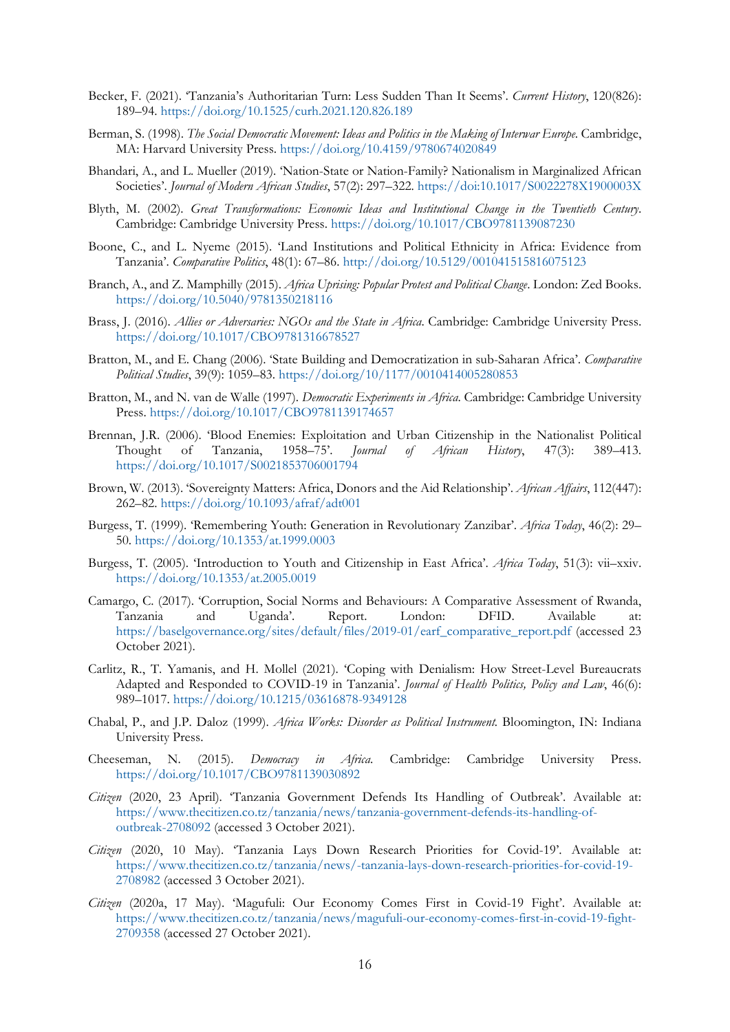Becker, F. (2021). 'Tanzania's Authoritarian Turn: Less Sudden Than It Seems'. *Current History*, 120(826): 189–94. https://doi.org/10.1525/curh.2021.120.826.189

Berman, S. (1998). *The Social Democratic Movement: Ideas and Politics in the Making of Interwar Europe*. Cambridge, MA: Harvard University Press. https://doi.org/10.4159/9780674020849

Bhandari, A., and L. Mueller (2019). 'Nation-State or Nation-Family? Nationalism in Marginalized African Societies'. *Journal of Modern African Studies*, 57(2): 297–322. https://doi:10.1017/S0022278X1900003X

Blyth, M. (2002). *Great Transformations: Economic Ideas and Institutional Change in the Twentieth Century*. Cambridge: Cambridge University Press. https://doi.org/10.1017/CBO9781139087230

Boone, C., and L. Nyeme (2015). 'Land Institutions and Political Ethnicity in Africa: Evidence from Tanzania'. *Comparative Politics*, 48(1): 67–86. http://doi.org/10.5129/001041515816075123

Branch, A., and Z. Mamphilly (2015). *Africa Uprising: Popular Protest and Political Change*. London: Zed Books. https://doi.org/10.5040/9781350218116

Brass, J. (2016). *Allies or Adversaries: NGOs and the State in Africa*. Cambridge: Cambridge University Press. https://doi.org/10.1017/CBO9781316678527

Bratton, M., and E. Chang (2006). 'State Building and Democratization in sub-Saharan Africa'. *Comparative Political Studies*, 39(9): 1059–83. https://doi.org/10/1177/0010414005280853

Bratton, M., and N. van de Walle (1997). *Democratic Experiments in Africa*. Cambridge: Cambridge University Press. https://doi.org/10.1017/CBO9781139174657

Brennan, J.R. (2006). 'Blood Enemies: Exploitation and Urban Citizenship in the Nationalist Political Thought of Tanzania, 1958–75'. *Journal of African History*, 47(3): 389–413. https://doi.org/10.1017/S0021853706001794

Brown, W. (2013). 'Sovereignty Matters: Africa, Donors and the Aid Relationship'. *African Affairs*, 112(447): 262–82. https://doi.org/10.1093/afraf/adt001

Burgess, T. (1999). 'Remembering Youth: Generation in Revolutionary Zanzibar'. *Africa Today*, 46(2): 29–50. https://doi.org/10.1353/at.1999.0003

Burgess, T. (2005). 'Introduction to Youth and Citizenship in East Africa'. *Africa Today*, 51(3): vii–xxiv. https://doi.org/10.1353/at.2005.0019

Camargo, C. (2017). 'Corruption, Social Norms and Behaviours: A Comparative Assessment of Rwanda, Tanzania and Uganda'. Report. London: DFID. Available at: https://baselgovernance.org/sites/default/files/2019-01/earf_comparative_report.pdf (accessed 23 October 2021).

Carlitz, R., T. Yamanis, and H. Mollel (2021). 'Coping with Denialism: How Street-Level Bureaucrats Adapted and Responded to COVID-19 in Tanzania'. *Journal of Health Politics, Policy and Law*, 46(6): 989–1017. https://doi.org/10.1215/03616878-9349128

Chabal, P., and J.P. Daloz (1999). *Africa Works: Disorder as Political Instrument*. Bloomington, IN: Indiana University Press.

Cheeseman, N. (2015). *Democracy in Africa*. Cambridge: Cambridge University Press. https://doi.org/10.1017/CBO9781139030892

*Citizen* (2020, 23 April). 'Tanzania Government Defends Its Handling of Outbreak'. Available at: https://www.thecitizen.co.tz/tanzania/news/tanzania-government-defends-its-handling-of-outbreak-2708092 (accessed 3 October 2021).

*Citizen* (2020, 10 May). 'Tanzania Lays Down Research Priorities for Covid-19'. Available at: https://www.thecitizen.co.tz/tanzania/news/-tanzania-lays-down-research-priorities-for-covid-19-2708982 (accessed 3 October 2021).

*Citizen* (2020a, 17 May). 'Magufuli: Our Economy Comes First in Covid-19 Fight'. Available at: https://www.thecitizen.co.tz/tanzania/news/magufuli-our-economy-comes-first-in-covid-19-fight-2709358 (accessed 27 October 2021).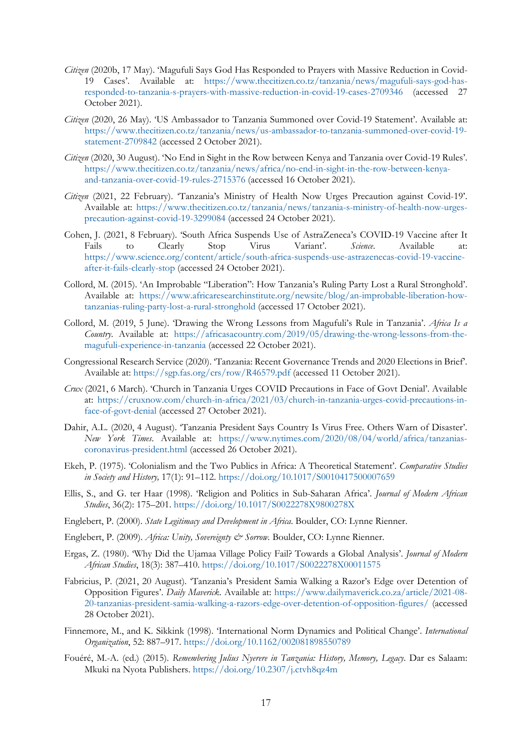*Citizen* (2020b, 17 May). 'Magufuli Says God Has Responded to Prayers with Massive Reduction in Covid-19 Cases'. Available at: https://www.thecitizen.co.tz/tanzania/news/magufuli-says-god-has-responded-to-tanzania-s-prayers-with-massive-reduction-in-covid-19-cases-2709346 (accessed 27 October 2021).

*Citizen* (2020, 26 May). 'US Ambassador to Tanzania Summoned over Covid-19 Statement'. Available at: https://www.thecitizen.co.tz/tanzania/news/us-ambassador-to-tanzania-summoned-over-covid-19-statement-2709842 (accessed 2 October 2021).

*Citizen* (2020, 30 August). 'No End in Sight in the Row between Kenya and Tanzania over Covid-19 Rules'. https://www.thecitizen.co.tz/tanzania/news/africa/no-end-in-sight-in-the-row-between-kenya-and-tanzania-over-covid-19-rules-2715376 (accessed 16 October 2021).

*Citizen* (2021, 22 February). 'Tanzania's Ministry of Health Now Urges Precaution against Covid-19'. Available at: https://www.thecitizen.co.tz/tanzania/news/tanzania-s-ministry-of-health-now-urges-precaution-against-covid-19-3299084 (accessed 24 October 2021).

Cohen, J. (2021, 8 February). 'South Africa Suspends Use of AstraZeneca's COVID-19 Vaccine after It Fails to Clearly Stop Virus Variant'. *Science*. Available at: https://www.science.org/content/article/south-africa-suspends-use-astrazenecas-covid-19-vaccine-after-it-fails-clearly-stop (accessed 24 October 2021).

Collord, M. (2015). 'An Improbable "Liberation": How Tanzania's Ruling Party Lost a Rural Stronghold'. Available at: https://www.africaresearchinstitute.org/newsite/blog/an-improbable-liberation-how-tanzanias-ruling-party-lost-a-rural-stronghold (accessed 17 October 2021).

Collord, M. (2019, 5 June). 'Drawing the Wrong Lessons from Magufuli's Rule in Tanzania'. *Africa Is a Country*. Available at: https://africasacountry.com/2019/05/drawing-the-wrong-lessons-from-the-magufuli-experience-in-tanzania (accessed 22 October 2021).

Congressional Research Service (2020). 'Tanzania: Recent Governance Trends and 2020 Elections in Brief'. Available at: https://sgp.fas.org/crs/row/R46579.pdf (accessed 11 October 2021).

*Crux* (2021, 6 March). 'Church in Tanzania Urges COVID Precautions in Face of Govt Denial'. Available at: https://cruxnow.com/church-in-africa/2021/03/church-in-tanzania-urges-covid-precautions-in-face-of-govt-denial (accessed 27 October 2021).

Dahir, A.L. (2020, 4 August). 'Tanzania President Says Country Is Virus Free. Others Warn of Disaster'. *New York Times*. Available at: https://www.nytimes.com/2020/08/04/world/africa/tanzanias-coronavirus-president.html (accessed 26 October 2021).

Ekeh, P. (1975). 'Colonialism and the Two Publics in Africa: A Theoretical Statement'. *Comparative Studies in Society and History,* 17(1): 91–112. https://doi.org/10.1017/S0010417500007659

Ellis, S., and G. ter Haar (1998). 'Religion and Politics in Sub-Saharan Africa'. *Journal of Modern African Studies*, 36(2): 175–201. https://doi.org/10.1017/S0022278X9800278X

Englebert, P. (2000). *State Legitimacy and Development in Africa*. Boulder, CO: Lynne Rienner.

Englebert, P. (2009). *Africa: Unity, Sovereignty & Sorrow.* Boulder, CO: Lynne Rienner.

Ergas, Z. (1980). 'Why Did the Ujamaa Village Policy Fail? Towards a Global Analysis'. *Journal of Modern African Studies*, 18(3): 387–410. https://doi.org/10.1017/S0022278X00011575

Fabricius, P. (2021, 20 August). 'Tanzania's President Samia Walking a Razor's Edge over Detention of Opposition Figures'. *Daily Maverick*. Available at: https://www.dailymaverick.co.za/article/2021-08-20-tanzanias-president-samia-walking-a-razors-edge-over-detention-of-opposition-figures/ (accessed 28 October 2021).

Finnemore, M., and K. Sikkink (1998). 'International Norm Dynamics and Political Change'. *International Organization*, 52: 887–917. https://doi.org/10.1162/002081898550789

Fouéré, M.-A. (ed.) (2015). *Remembering Julius Nyerere in Tanzania: History, Memory, Legacy*. Dar es Salaam: Mkuki na Nyota Publishers. https://doi.org/10.2307/j.ctvh8qz4m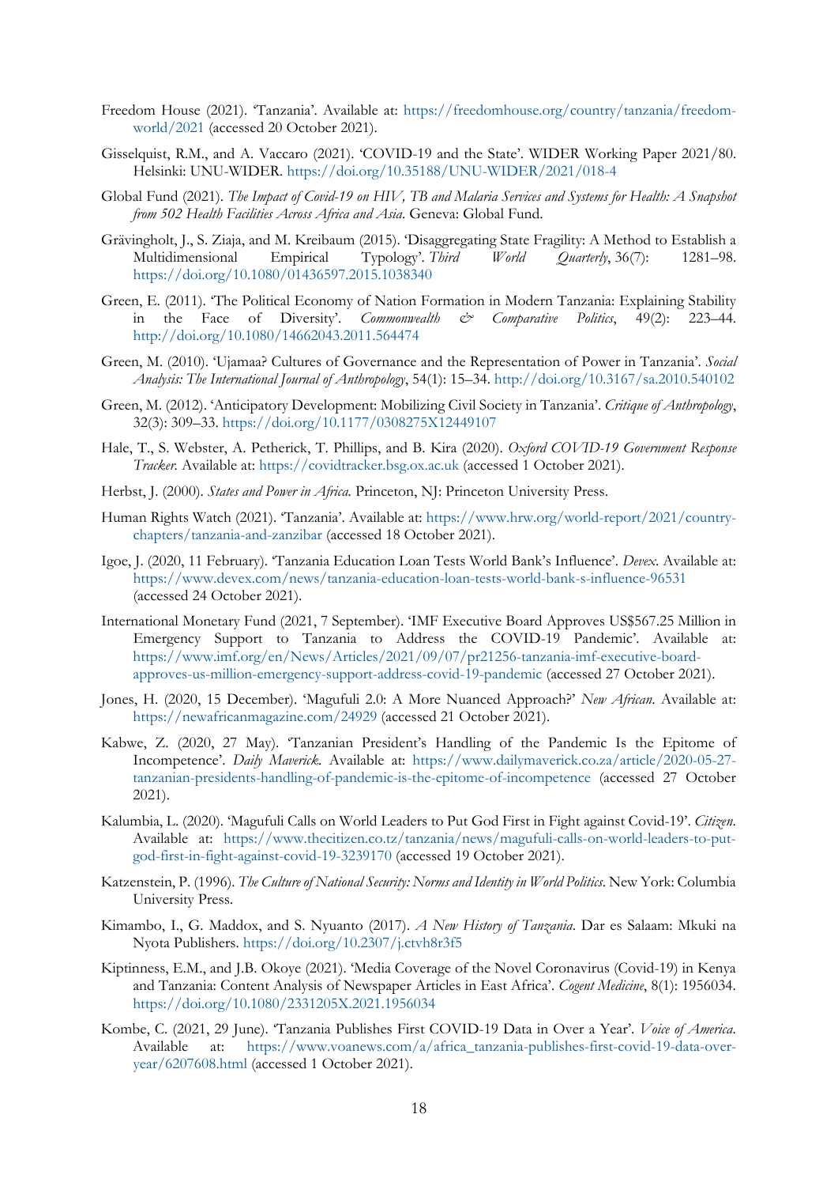Freedom House (2021). 'Tanzania'. Available at: https://freedomhouse.org/country/tanzania/freedom-world/2021 (accessed 20 October 2021).

Gisselquist, R.M., and A. Vaccaro (2021). 'COVID-19 and the State'. WIDER Working Paper 2021/80. Helsinki: UNU-WIDER. https://doi.org/10.35188/UNU-WIDER/2021/018-4

Global Fund (2021). *The Impact of Covid-19 on HIV, TB and Malaria Services and Systems for Health: A Snapshot from 502 Health Facilities Across Africa and Asia*. Geneva: Global Fund.

Grävingholt, J., S. Ziaja, and M. Kreibaum (2015). 'Disaggregating State Fragility: A Method to Establish a Multidimensional Empirical Typology'. *Third World Quarterly*, 36(7): 1281–98. https://doi.org/10.1080/01436597.2015.1038340

Green, E. (2011). 'The Political Economy of Nation Formation in Modern Tanzania: Explaining Stability in the Face of Diversity'. *Commonwealth & Comparative Politics*, 49(2): 223–44. http://doi.org/10.1080/14662043.2011.564474

Green, M. (2010). 'Ujamaa? Cultures of Governance and the Representation of Power in Tanzania'. *Social Analysis: The International Journal of Anthropology*, 54(1): 15–34. http://doi.org/10.3167/sa.2010.540102

Green, M. (2012). 'Anticipatory Development: Mobilizing Civil Society in Tanzania'. *Critique of Anthropology*, 32(3): 309–33. https://doi.org/10.1177/0308275X12449107

Hale, T., S. Webster, A. Petherick, T. Phillips, and B. Kira (2020). *Oxford COVID-19 Government Response Tracker*. Available at: https://covidtracker.bsg.ox.ac.uk (accessed 1 October 2021).

Herbst, J. (2000). *States and Power in Africa*. Princeton, NJ: Princeton University Press.

Human Rights Watch (2021). 'Tanzania'. Available at: https://www.hrw.org/world-report/2021/country-chapters/tanzania-and-zanzibar (accessed 18 October 2021).

Igoe, J. (2020, 11 February). 'Tanzania Education Loan Tests World Bank's Influence'. *Devex*. Available at: https://www.devex.com/news/tanzania-education-loan-tests-world-bank-s-influence-96531 (accessed 24 October 2021).

International Monetary Fund (2021, 7 September). 'IMF Executive Board Approves US$567.25 Million in Emergency Support to Tanzania to Address the COVID-19 Pandemic'. Available at: https://www.imf.org/en/News/Articles/2021/09/07/pr21256-tanzania-imf-executive-board-approves-us-million-emergency-support-address-covid-19-pandemic (accessed 27 October 2021).

Jones, H. (2020, 15 December). 'Magufuli 2.0: A More Nuanced Approach?' *New African*. Available at: https://newafricanmagazine.com/24929 (accessed 21 October 2021).

Kabwe, Z. (2020, 27 May). 'Tanzanian President's Handling of the Pandemic Is the Epitome of Incompetence'. *Daily Maverick*. Available at: https://www.dailymaverick.co.za/article/2020-05-27-tanzanian-presidents-handling-of-pandemic-is-the-epitome-of-incompetence (accessed 27 October 2021).

Kalumbia, L. (2020). 'Magufuli Calls on World Leaders to Put God First in Fight against Covid-19'. *Citizen*. Available at: https://www.thecitizen.co.tz/tanzania/news/magufuli-calls-on-world-leaders-to-put-god-first-in-fight-against-covid-19-3239170 (accessed 19 October 2021).

Katzenstein, P. (1996). *The Culture of National Security: Norms and Identity in World Politics*. New York: Columbia University Press.

Kimambo, I., G. Maddox, and S. Nyuanto (2017). *A New History of Tanzania*. Dar es Salaam: Mkuki na Nyota Publishers. https://doi.org/10.2307/j.ctvh8r3f5

Kiptinness, E.M., and J.B. Okoye (2021). 'Media Coverage of the Novel Coronavirus (Covid-19) in Kenya and Tanzania: Content Analysis of Newspaper Articles in East Africa'. *Cogent Medicine*, 8(1): 1956034. https://doi.org/10.1080/2331205X.2021.1956034

Kombe, C. (2021, 29 June). 'Tanzania Publishes First COVID-19 Data in Over a Year'. *Voice of America*. Available at: https://www.voanews.com/a/africa_tanzania-publishes-first-covid-19-data-over-year/6207608.html (accessed 1 October 2021).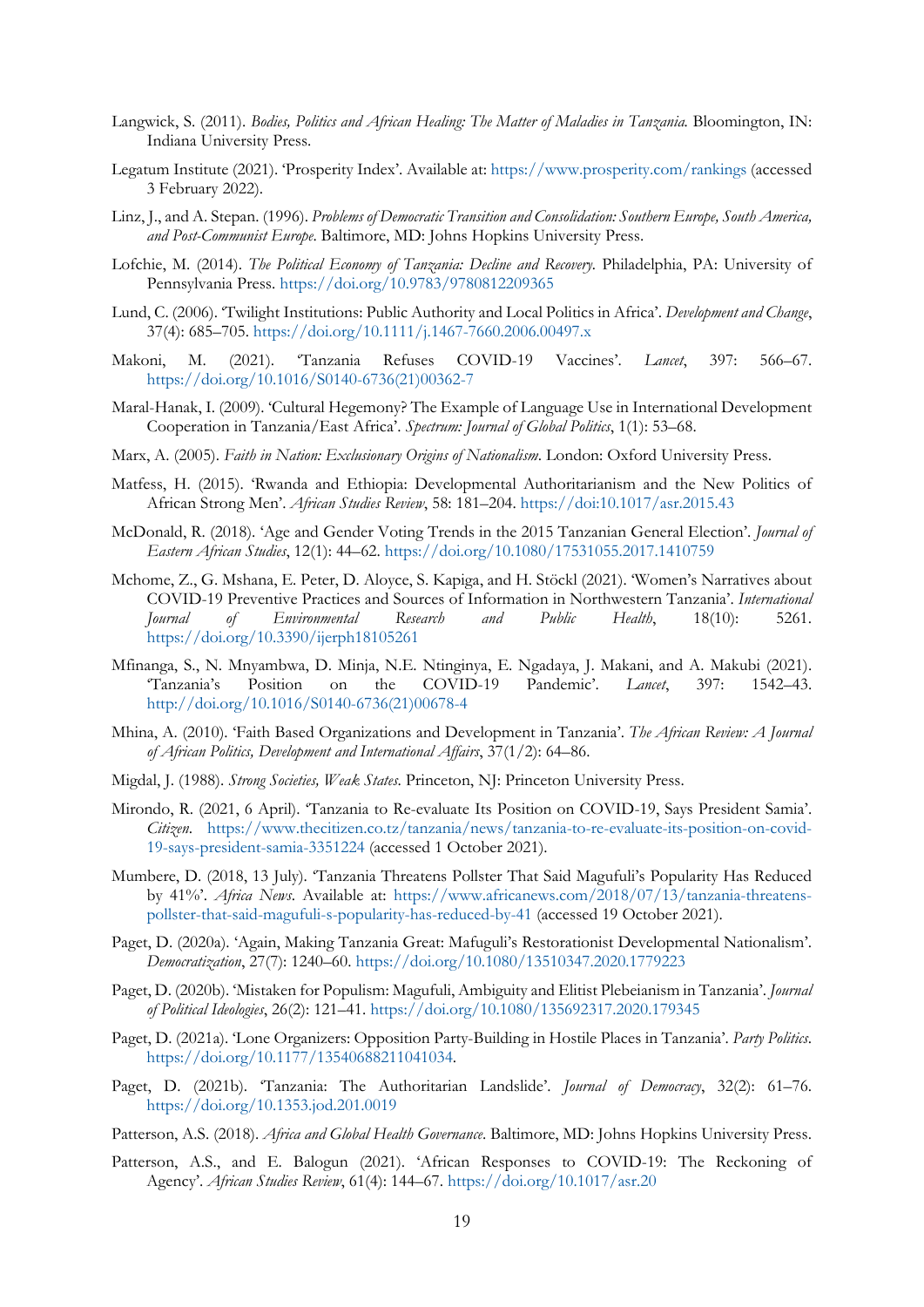Langwick, S. (2011). *Bodies, Politics and African Healing: The Matter of Maladies in Tanzania.* Bloomington, IN: Indiana University Press.

Legatum Institute (2021). 'Prosperity Index'. Available at: https://www.prosperity.com/rankings (accessed 3 February 2022).

Linz, J., and A. Stepan. (1996). *Problems of Democratic Transition and Consolidation: Southern Europe, South America, and Post-Communist Europe.* Baltimore, MD: Johns Hopkins University Press.

Lofchie, M. (2014). *The Political Economy of Tanzania: Decline and Recovery.* Philadelphia, PA: University of Pennsylvania Press. https://doi.org/10.9783/9780812209365

Lund, C. (2006). 'Twilight Institutions: Public Authority and Local Politics in Africa'. *Development and Change*, 37(4): 685–705. https://doi.org/10.1111/j.1467-7660.2006.00497.x

Makoni, M. (2021). 'Tanzania Refuses COVID-19 Vaccines'. *Lancet*, 397: 566–67. https://doi.org/10.1016/S0140-6736(21)00362-7

Maral-Hanak, I. (2009). 'Cultural Hegemony? The Example of Language Use in International Development Cooperation in Tanzania/East Africa'. *Spectrum: Journal of Global Politics*, 1(1): 53–68.

Marx, A. (2005). *Faith in Nation: Exclusionary Origins of Nationalism.* London: Oxford University Press.

Matfess, H. (2015). 'Rwanda and Ethiopia: Developmental Authoritarianism and the New Politics of African Strong Men'. *African Studies Review*, 58: 181–204. https://doi:10.1017/asr.2015.43

McDonald, R. (2018). 'Age and Gender Voting Trends in the 2015 Tanzanian General Election'. *Journal of Eastern African Studies*, 12(1): 44–62. https://doi.org/10.1080/17531055.2017.1410759

Mchome, Z., G. Mshana, E. Peter, D. Aloyce, S. Kapiga, and H. Stöckl (2021). 'Women's Narratives about COVID-19 Preventive Practices and Sources of Information in Northwestern Tanzania'. *International Journal of Environmental Research and Public Health*, 18(10): 5261. https://doi.org/10.3390/ijerph18105261

Mfinanga, S., N. Mnyambwa, D. Minja, N.E. Ntinginya, E. Ngadaya, J. Makani, and A. Makubi (2021). 'Tanzania's Position on the COVID-19 Pandemic'. *Lancet*, 397: 1542–43. http://doi.org/10.1016/S0140-6736(21)00678-4

Mhina, A. (2010). 'Faith Based Organizations and Development in Tanzania'. *The African Review: A Journal of African Politics, Development and International Affairs*, 37(1/2): 64–86.

Migdal, J. (1988). *Strong Societies, Weak States.* Princeton, NJ: Princeton University Press.

Mirondo, R. (2021, 6 April). 'Tanzania to Re-evaluate Its Position on COVID-19, Says President Samia'. *Citizen*. https://www.thecitizen.co.tz/tanzania/news/tanzania-to-re-evaluate-its-position-on-covid-19-says-president-samia-3351224 (accessed 1 October 2021).

Mumbere, D. (2018, 13 July). 'Tanzania Threatens Pollster That Said Magufuli's Popularity Has Reduced by 41%'. *Africa News*. Available at: https://www.africanews.com/2018/07/13/tanzania-threatens-pollster-that-said-magufuli-s-popularity-has-reduced-by-41 (accessed 19 October 2021).

Paget, D. (2020a). 'Again, Making Tanzania Great: Mafuguli's Restorationist Developmental Nationalism'. *Democratization*, 27(7): 1240–60. https://doi.org/10.1080/13510347.2020.1779223

Paget, D. (2020b). 'Mistaken for Populism: Magufuli, Ambiguity and Elitist Plebeianism in Tanzania'. *Journal of Political Ideologies*, 26(2): 121–41. https://doi.org/10.1080/135692317.2020.179345

Paget, D. (2021a). 'Lone Organizers: Opposition Party-Building in Hostile Places in Tanzania'. *Party Politics*. https://doi.org/10.1177/13540688211041034.

Paget, D. (2021b). 'Tanzania: The Authoritarian Landslide'. *Journal of Democracy*, 32(2): 61–76. https://doi.org/10.1353.jod.201.0019

Patterson, A.S. (2018). *Africa and Global Health Governance*. Baltimore, MD: Johns Hopkins University Press.

Patterson, A.S., and E. Balogun (2021). 'African Responses to COVID-19: The Reckoning of Agency'. *African Studies Review*, 61(4): 144–67. https://doi.org/10.1017/asr.20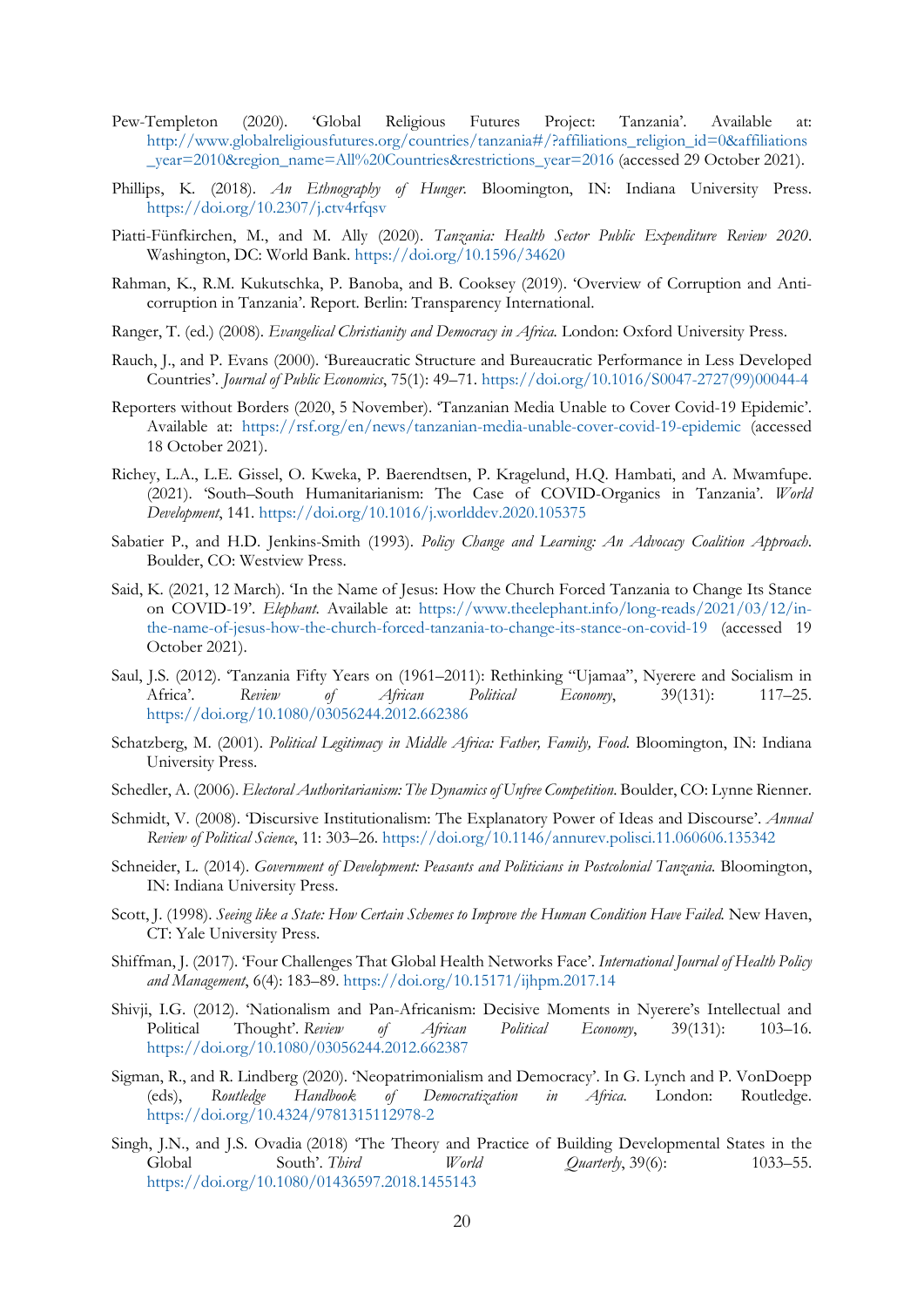Pew-Templeton (2020). 'Global Religious Futures Project: Tanzania'. Available at: http://www.globalreligiousfutures.org/countries/tanzania#/?affiliations_religion_id=0&affiliations_year=2010&region_name=All%20Countries&restrictions_year=2016 (accessed 29 October 2021).

Phillips, K. (2018). *An Ethnography of Hunger.* Bloomington, IN: Indiana University Press. https://doi.org/10.2307/j.ctv4rfqsv

Piatti-Fünfkirchen, M., and M. Ally (2020). *Tanzania: Health Sector Public Expenditure Review 2020*. Washington, DC: World Bank. https://doi.org/10.1596/34620

Rahman, K., R.M. Kukutschka, P. Banoba, and B. Cooksey (2019). 'Overview of Corruption and Anti-corruption in Tanzania'. Report. Berlin: Transparency International.

Ranger, T. (ed.) (2008). *Evangelical Christianity and Democracy in Africa.* London: Oxford University Press.

Rauch, J., and P. Evans (2000). 'Bureaucratic Structure and Bureaucratic Performance in Less Developed Countries'. *Journal of Public Economics*, 75(1): 49–71. https://doi.org/10.1016/S0047-2727(99)00044-4

Reporters without Borders (2020, 5 November). 'Tanzanian Media Unable to Cover Covid-19 Epidemic'. Available at: https://rsf.org/en/news/tanzanian-media-unable-cover-covid-19-epidemic (accessed 18 October 2021).

Richey, L.A., L.E. Gissel, O. Kweka, P. Baerendtsen, P. Kragelund, H.Q. Hambati, and A. Mwamfupe. (2021). 'South–South Humanitarianism: The Case of COVID-Organics in Tanzania'. *World Development*, 141. https://doi.org/10.1016/j.worlddev.2020.105375

Sabatier P., and H.D. Jenkins-Smith (1993). *Policy Change and Learning: An Advocacy Coalition Approach.* Boulder, CO: Westview Press.

Said, K. (2021, 12 March). 'In the Name of Jesus: How the Church Forced Tanzania to Change Its Stance on COVID-19'. *Elephant.* Available at: https://www.theelephant.info/long-reads/2021/03/12/in-the-name-of-jesus-how-the-church-forced-tanzania-to-change-its-stance-on-covid-19 (accessed 19 October 2021).

Saul, J.S. (2012). 'Tanzania Fifty Years on (1961–2011): Rethinking "Ujamaa", Nyerere and Socialism in Africa'. *Review of African Political Economy*, 39(131): 117–25. https://doi.org/10.1080/03056244.2012.662386

Schatzberg, M. (2001). *Political Legitimacy in Middle Africa: Father, Family, Food.* Bloomington, IN: Indiana University Press.

Schedler, A. (2006). *Electoral Authoritarianism: The Dynamics of Unfree Competition.* Boulder, CO: Lynne Rienner.

Schmidt, V. (2008). 'Discursive Institutionalism: The Explanatory Power of Ideas and Discourse'. *Annual Review of Political Science*, 11: 303–26. https://doi.org/10.1146/annurev.polisci.11.060606.135342

Schneider, L. (2014). *Government of Development: Peasants and Politicians in Postcolonial Tanzania.* Bloomington, IN: Indiana University Press.

Scott, J. (1998). *Seeing like a State: How Certain Schemes to Improve the Human Condition Have Failed.* New Haven, CT: Yale University Press.

Shiffman, J. (2017). 'Four Challenges That Global Health Networks Face'. *International Journal of Health Policy and Management*, 6(4): 183–89. https://doi.org/10.15171/ijhpm.2017.14

Shivji, I.G. (2012). 'Nationalism and Pan-Africanism: Decisive Moments in Nyerere's Intellectual and Political Thought'. *Review of African Political Economy*, 39(131): 103–16. https://doi.org/10.1080/03056244.2012.662387

Sigman, R., and R. Lindberg (2020). 'Neopatrimonialism and Democracy'. In G. Lynch and P. VonDoepp (eds), *Routledge Handbook of Democratization in Africa.* London: Routledge. https://doi.org/10.4324/9781315112978-2

Singh, J.N., and J.S. Ovadia (2018) 'The Theory and Practice of Building Developmental States in the Global South'. *Third World Quarterly*, 39(6): 1033–55. https://doi.org/10.1080/01436597.2018.1455143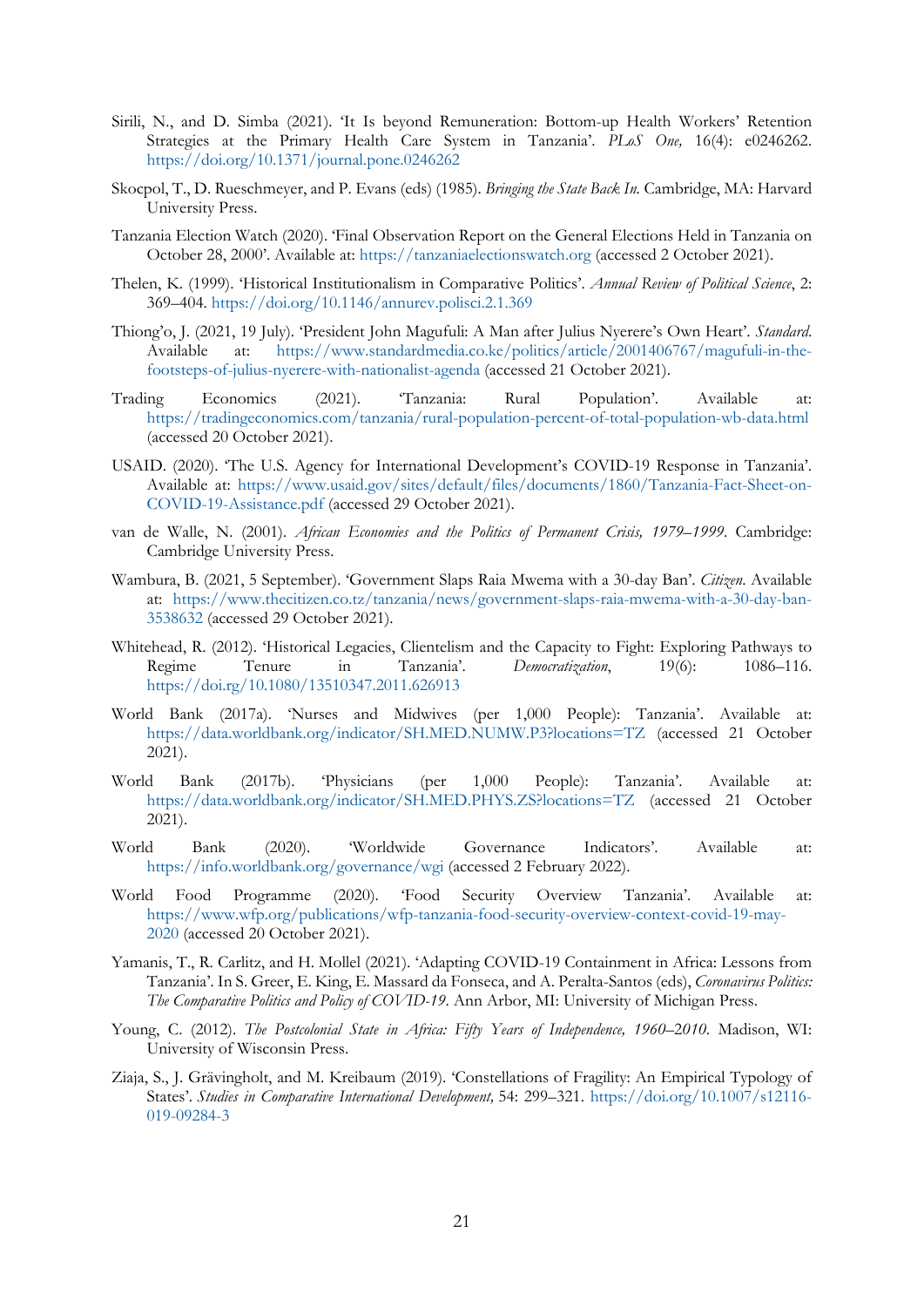Sirili, N., and D. Simba (2021). 'It Is beyond Remuneration: Bottom-up Health Workers' Retention Strategies at the Primary Health Care System in Tanzania'. *PLoS One,* 16(4): e0246262. https://doi.org/10.1371/journal.pone.0246262

Skocpol, T., D. Rueschmeyer, and P. Evans (eds) (1985). *Bringing the State Back In.* Cambridge, MA: Harvard University Press.

Tanzania Election Watch (2020). 'Final Observation Report on the General Elections Held in Tanzania on October 28, 2000'. Available at: https://tanzaniaelectionswatch.org (accessed 2 October 2021).

Thelen, K. (1999). 'Historical Institutionalism in Comparative Politics'. *Annual Review of Political Science*, 2: 369–404. https://doi.org/10.1146/annurev.polisci.2.1.369

Thiong'o, J. (2021, 19 July). 'President John Magufuli: A Man after Julius Nyerere's Own Heart'. *Standard.* Available at: https://www.standardmedia.co.ke/politics/article/2001406767/magufuli-in-the-footsteps-of-julius-nyerere-with-nationalist-agenda (accessed 21 October 2021).

Trading Economics (2021). 'Tanzania: Rural Population'. Available at: https://tradingeconomics.com/tanzania/rural-population-percent-of-total-population-wb-data.html (accessed 20 October 2021).

USAID. (2020). 'The U.S. Agency for International Development's COVID-19 Response in Tanzania'. Available at: https://www.usaid.gov/sites/default/files/documents/1860/Tanzania-Fact-Sheet-on-COVID-19-Assistance.pdf (accessed 29 October 2021).

van de Walle, N. (2001). *African Economies and the Politics of Permanent Crisis, 1979–1999.* Cambridge: Cambridge University Press.

Wambura, B. (2021, 5 September). 'Government Slaps Raia Mwema with a 30-day Ban'. *Citizen.* Available at: https://www.thecitizen.co.tz/tanzania/news/government-slaps-raia-mwema-with-a-30-day-ban-3538632 (accessed 29 October 2021).

Whitehead, R. (2012). 'Historical Legacies, Clientelism and the Capacity to Fight: Exploring Pathways to Regime Tenure in Tanzania'. *Democratization*, 19(6): 1086–116. https://doi.rg/10.1080/13510347.2011.626913

World Bank (2017a). 'Nurses and Midwives (per 1,000 People): Tanzania'. Available at: https://data.worldbank.org/indicator/SH.MED.NUMW.P3?locations=TZ (accessed 21 October 2021).

World Bank (2017b). 'Physicians (per 1,000 People): Tanzania'. Available at: https://data.worldbank.org/indicator/SH.MED.PHYS.ZS?locations=TZ (accessed 21 October 2021).

World Bank (2020). 'Worldwide Governance Indicators'. Available at: https://info.worldbank.org/governance/wgi (accessed 2 February 2022).

World Food Programme (2020). 'Food Security Overview Tanzania'. Available at: https://www.wfp.org/publications/wfp-tanzania-food-security-overview-context-covid-19-may-2020 (accessed 20 October 2021).

Yamanis, T., R. Carlitz, and H. Mollel (2021). 'Adapting COVID-19 Containment in Africa: Lessons from Tanzania'. In S. Greer, E. King, E. Massard da Fonseca, and A. Peralta-Santos (eds), *Coronavirus Politics: The Comparative Politics and Policy of COVID-19*. Ann Arbor, MI: University of Michigan Press.

Young, C. (2012). *The Postcolonial State in Africa: Fifty Years of Independence, 1960–2010.* Madison, WI: University of Wisconsin Press.

Ziaja, S., J. Grävingholt, and M. Kreibaum (2019). 'Constellations of Fragility: An Empirical Typology of States'. *Studies in Comparative International Development,* 54: 299–321. https://doi.org/10.1007/s12116-019-09284-3